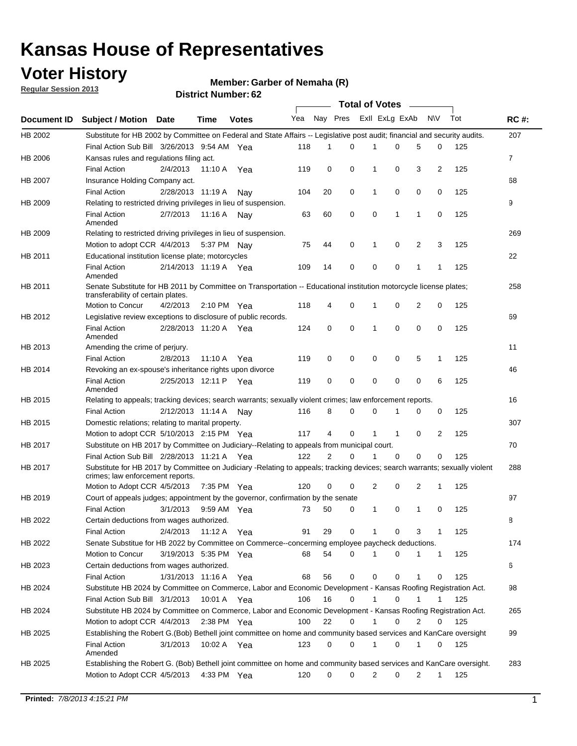# Kansas House of Representatives

## Voter History

**Regular Session 2013**

**Member: Garber of Nemaha (R)**

**District Number: 62**

| Document ID | Subject / Motion | Date | Time | Votes | Yea | Nay | Pres | ExlI | ExLg | ExAb | N\V | Tot | RC #: |
|---|---|---|---|---|---|---|---|---|---|---|---|---|---|
| HB 2002 | Substitute for HB 2002 by Committee on Federal and State Affairs -- Legislative post audit; financial and security audits. | | | | | | | | | | | | 207 |
| | Final Action Sub Bill | 3/26/2013 | 9:54 AM | Yea | 118 | 1 | 0 | 1 | 0 | 5 | 0 | 125 | |
| HB 2006 | Kansas rules and regulations filing act. | | | | | | | | | | | | 7 |
| | Final Action | 2/4/2013 | 11:10 A | Yea | 119 | 0 | 0 | 1 | 0 | 3 | 2 | 125 | |
| HB 2007 | Insurance Holding Company act. | | | | | | | | | | | | 68 |
| | Final Action | 2/28/2013 | 11:19 A | Nay | 104 | 20 | 0 | 1 | 0 | 0 | 0 | 125 | |
| HB 2009 | Relating to restricted driving privileges in lieu of suspension. | | | | | | | | | | | | 9 |
| | Final Action Amended | 2/7/2013 | 11:16 A | Nay | 63 | 60 | 0 | 0 | 1 | 1 | 0 | 125 | |
| HB 2009 | Relating to restricted driving privileges in lieu of suspension. | | | | | | | | | | | | 269 |
| | Motion to adopt CCR | 4/4/2013 | 5:37 PM | Nay | 75 | 44 | 0 | 1 | 0 | 2 | 3 | 125 | |
| HB 2011 | Educational institution license plate; motorcycles | | | | | | | | | | | | 22 |
| | Final Action Amended | 2/14/2013 | 11:19 A | Yea | 109 | 14 | 0 | 0 | 0 | 1 | 1 | 125 | |
| HB 2011 | Senate Substitute for HB 2011 by Committee on Transportation -- Educational institution motorcycle license plates; transferability of certain plates. | | | | | | | | | | | | 258 |
| | Motion to Concur | 4/2/2013 | 2:10 PM | Yea | 118 | 4 | 0 | 1 | 0 | 2 | 0 | 125 | |
| HB 2012 | Legislative review exceptions to disclosure of public records. | | | | | | | | | | | | 69 |
| | Final Action Amended | 2/28/2013 | 11:20 A | Yea | 124 | 0 | 0 | 1 | 0 | 0 | 0 | 125 | |
| HB 2013 | Amending the crime of perjury. | | | | | | | | | | | | 11 |
| | Final Action | 2/8/2013 | 11:10 A | Yea | 119 | 0 | 0 | 0 | 0 | 5 | 1 | 125 | |
| HB 2014 | Revoking an ex-spouse's inheritance rights upon divorce | | | | | | | | | | | | 46 |
| | Final Action Amended | 2/25/2013 | 12:11 P | Yea | 119 | 0 | 0 | 0 | 0 | 0 | 6 | 125 | |
| HB 2015 | Relating to appeals; tracking devices; search warrants; sexually violent crimes; law enforcement reports. | | | | | | | | | | | | 16 |
| | Final Action | 2/12/2013 | 11:14 A | Nay | 116 | 8 | 0 | 0 | 1 | 0 | 0 | 125 | |
| HB 2015 | Domestic relations; relating to marital property. | | | | | | | | | | | | 307 |
| | Motion to adopt CCR | 5/10/2013 | 2:15 PM | Yea | 117 | 4 | 0 | 1 | 1 | 0 | 2 | 125 | |
| HB 2017 | Substitute on HB 2017 by Committee on Judiciary--Relating to appeals from municipal court. | | | | | | | | | | | | 70 |
| | Final Action Sub Bill | 2/28/2013 | 11:21 A | Yea | 122 | 2 | 0 | 1 | 0 | 0 | 0 | 125 | |
| HB 2017 | Substitute for HB 2017 by Committee on Judiciary -Relating to appeals; tracking devices; search warrants; sexually violent crimes; law enforcement reports. | | | | | | | | | | | | 288 |
| | Motion to Adopt CCR | 4/5/2013 | 7:35 PM | Yea | 120 | 0 | 0 | 2 | 0 | 2 | 1 | 125 | |
| HB 2019 | Court of appeals judges; appointment by the governor, confirmation by the senate | | | | | | | | | | | | 97 |
| | Final Action | 3/1/2013 | 9:59 AM | Yea | 73 | 50 | 0 | 1 | 0 | 1 | 0 | 125 | |
| HB 2022 | Certain deductions from wages authorized. | | | | | | | | | | | | 8 |
| | Final Action | 2/4/2013 | 11:12 A | Yea | 91 | 29 | 0 | 1 | 0 | 3 | 1 | 125 | |
| HB 2022 | Senate Substitue for HB 2022 by Committee on Commerce--concerning employee paycheck deductions. | | | | | | | | | | | | 174 |
| | Motion to Concur | 3/19/2013 | 5:35 PM | Yea | 68 | 54 | 0 | 1 | 0 | 1 | 1 | 125 | |
| HB 2023 | Certain deductions from wages authorized. | | | | | | | | | | | | 6 |
| | Final Action | 1/31/2013 | 11:16 A | Yea | 68 | 56 | 0 | 0 | 0 | 1 | 0 | 125 | |
| HB 2024 | Substitute HB 2024 by Committee on Commerce, Labor and Economic Development - Kansas Roofing Registration Act. | | | | | | | | | | | | 98 |
| | Final Action Sub Bill | 3/1/2013 | 10:01 A | Yea | 106 | 16 | 0 | 1 | 0 | 1 | 1 | 125 | |
| HB 2024 | Substitute HB 2024 by Committee on Commerce, Labor and Economic Development - Kansas Roofing Registration Act. | | | | | | | | | | | | 265 |
| | Motion to adopt CCR | 4/4/2013 | 2:38 PM | Yea | 100 | 22 | 0 | 1 | 0 | 2 | 0 | 125 | |
| HB 2025 | Establishing the Robert G.(Bob) Bethell joint committee on home and community based services and KanCare oversight | | | | | | | | | | | | 99 |
| | Final Action Amended | 3/1/2013 | 10:02 A | Yea | 123 | 0 | 0 | 1 | 0 | 1 | 0 | 125 | |
| HB 2025 | Establishing the Robert G. (Bob) Bethell joint committee on home and community based services and KanCare oversight. | | | | | | | | | | | | 283 |
| | Motion to Adopt CCR | 4/5/2013 | 4:33 PM | Yea | 120 | 0 | 0 | 2 | 0 | 2 | 1 | 125 | |

**Printed:** *7/8/2013 4:15:21 PM*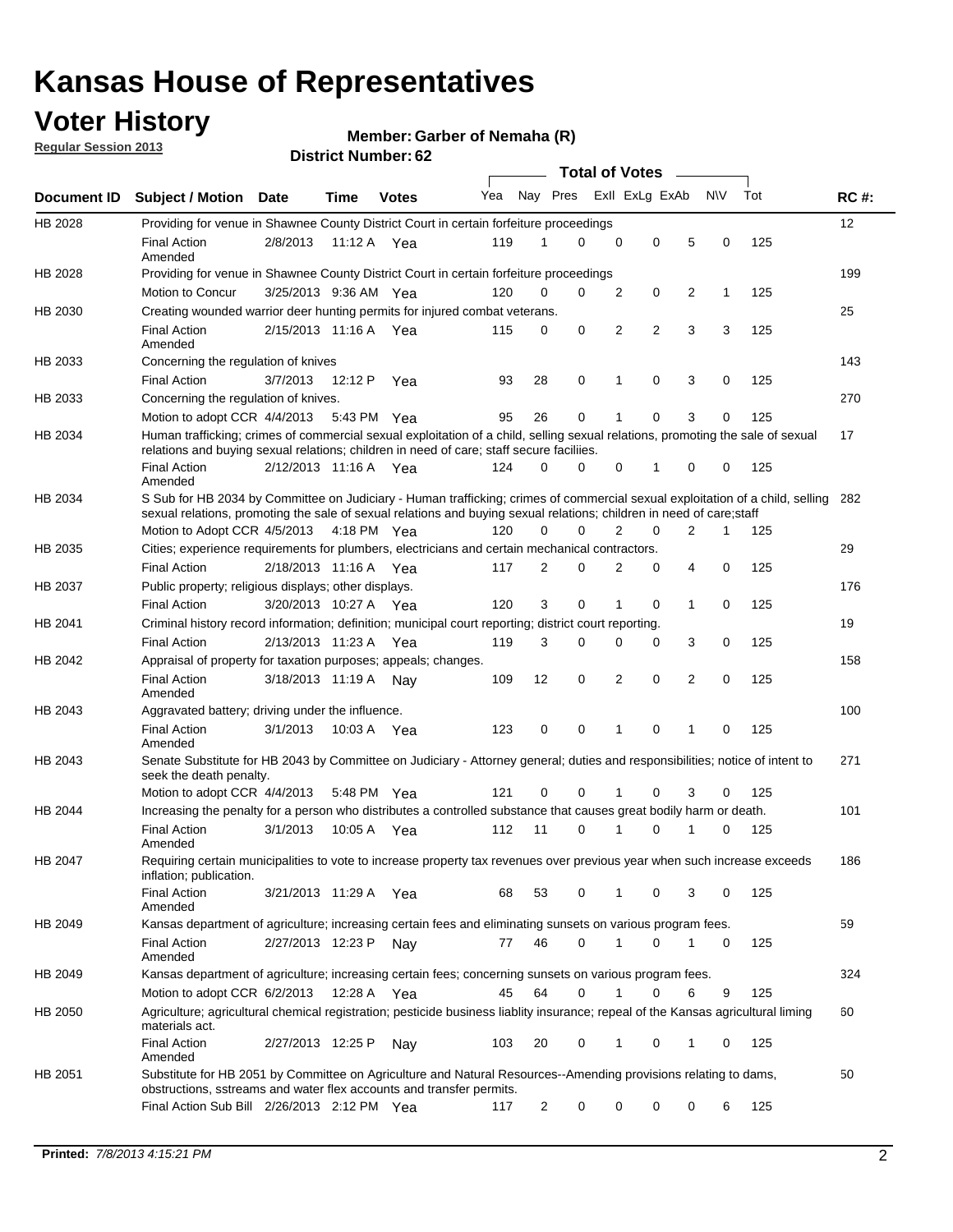# Kansas House of Representatives

## Voter History

**Regular Session 2013**

**Member: Garber of Nemaha (R)**

**District Number: 62**

| Document ID | Subject / Motion | Date | Time | Votes | Yea | Nay | Pres | ExlI | ExLg | ExAb | N\V | Tot | RC #: |
|---|---|---|---|---|---|---|---|---|---|---|---|---|---|
| HB 2028 | Providing for venue in Shawnee County District Court in certain forfeiture proceedings | | | | | | | | | | | | 12 |
| | Final Action Amended | 2/8/2013 | 11:12 A | Yea | 119 | 1 | 0 | 0 | 0 | 5 | 0 | 125 | |
| HB 2028 | Providing for venue in Shawnee County District Court in certain forfeiture proceedings | | | | | | | | | | | | 199 |
| | Motion to Concur | 3/25/2013 | 9:36 AM | Yea | 120 | 0 | 0 | 2 | 0 | 2 | 1 | 125 | |
| HB 2030 | Creating wounded warrior deer hunting permits for injured combat veterans. | | | | | | | | | | | | 25 |
| | Final Action Amended | 2/15/2013 | 11:16 A | Yea | 115 | 0 | 0 | 2 | 2 | 3 | 3 | 125 | |
| HB 2033 | Concerning the regulation of knives | | | | | | | | | | | | 143 |
| | Final Action | 3/7/2013 | 12:12 P | Yea | 93 | 28 | 0 | 1 | 0 | 3 | 0 | 125 | |
| HB 2033 | Concerning the regulation of knives. | | | | | | | | | | | | 270 |
| | Motion to adopt CCR | 4/4/2013 | 5:43 PM | Yea | 95 | 26 | 0 | 1 | 0 | 3 | 0 | 125 | |
| HB 2034 | Human trafficking; crimes of commercial sexual exploitation of a child, selling sexual relations, promoting the sale of sexual relations and buying sexual relations; children in need of care; staff secure faciliies. | | | | | | | | | | | | 17 |
| | Final Action Amended | 2/12/2013 | 11:16 A | Yea | 124 | 0 | 0 | 0 | 1 | 0 | 0 | 125 | |
| HB 2034 | S Sub for HB 2034 by Committee on Judiciary - Human trafficking; crimes of commercial sexual exploitation of a child, selling sexual relations, promoting the sale of sexual relations and buying sexual relations; children in need of care;staff | | | | | | | | | | | | 282 |
| | Motion to Adopt CCR | 4/5/2013 | 4:18 PM | Yea | 120 | 0 | 0 | 2 | 0 | 2 | 1 | 125 | |
| HB 2035 | Cities; experience requirements for plumbers, electricians and certain mechanical contractors. | | | | | | | | | | | | 29 |
| | Final Action | 2/18/2013 | 11:16 A | Yea | 117 | 2 | 0 | 2 | 0 | 4 | 0 | 125 | |
| HB 2037 | Public property; religious displays; other displays. | | | | | | | | | | | | 176 |
| | Final Action | 3/20/2013 | 10:27 A | Yea | 120 | 3 | 0 | 1 | 0 | 1 | 0 | 125 | |
| HB 2041 | Criminal history record information; definition; municipal court reporting; district court reporting. | | | | | | | | | | | | 19 |
| | Final Action | 2/13/2013 | 11:23 A | Yea | 119 | 3 | 0 | 0 | 0 | 3 | 0 | 125 | |
| HB 2042 | Appraisal of property for taxation purposes; appeals; changes. | | | | | | | | | | | | 158 |
| | Final Action Amended | 3/18/2013 | 11:19 A | Nay | 109 | 12 | 0 | 2 | 0 | 2 | 0 | 125 | |
| HB 2043 | Aggravated battery; driving under the influence. | | | | | | | | | | | | 100 |
| | Final Action Amended | 3/1/2013 | 10:03 A | Yea | 123 | 0 | 0 | 1 | 0 | 1 | 0 | 125 | |
| HB 2043 | Senate Substitute for HB 2043 by Committee on Judiciary - Attorney general; duties and responsibilities; notice of intent to seek the death penalty. | | | | | | | | | | | | 271 |
| | Motion to adopt CCR | 4/4/2013 | 5:48 PM | Yea | 121 | 0 | 0 | 1 | 0 | 3 | 0 | 125 | |
| HB 2044 | Increasing the penalty for a person who distributes a controlled substance that causes great bodily harm or death. | | | | | | | | | | | | 101 |
| | Final Action Amended | 3/1/2013 | 10:05 A | Yea | 112 | 11 | 0 | 1 | 0 | 1 | 0 | 125 | |
| HB 2047 | Requiring certain municipalities to vote to increase property tax revenues over previous year when such increase exceeds inflation; publication. | | | | | | | | | | | | 186 |
| | Final Action Amended | 3/21/2013 | 11:29 A | Yea | 68 | 53 | 0 | 1 | 0 | 3 | 0 | 125 | |
| HB 2049 | Kansas department of agriculture; increasing certain fees and eliminating sunsets on various program fees. | | | | | | | | | | | | 59 |
| | Final Action Amended | 2/27/2013 | 12:23 P | Nay | 77 | 46 | 0 | 1 | 0 | 1 | 0 | 125 | |
| HB 2049 | Kansas department of agriculture; increasing certain fees; concerning sunsets on various program fees. | | | | | | | | | | | | 324 |
| | Motion to adopt CCR | 6/2/2013 | 12:28 A | Yea | 45 | 64 | 0 | 1 | 0 | 6 | 9 | 125 | |
| HB 2050 | Agriculture; agricultural chemical registration; pesticide business liablity insurance; repeal of the Kansas agricultural liming materials act. | | | | | | | | | | | | 60 |
| | Final Action Amended | 2/27/2013 | 12:25 P | Nay | 103 | 20 | 0 | 1 | 0 | 1 | 0 | 125 | |
| HB 2051 | Substitute for HB 2051 by Committee on Agriculture and Natural Resources--Amending provisions relating to dams, obstructions, sstreams and water flex accounts and transfer permits. | | | | | | | | | | | | 50 |
| | Final Action Sub Bill | 2/26/2013 | 2:12 PM | Yea | 117 | 2 | 0 | 0 | 0 | 0 | 6 | 125 | |

**Printed:** *7/8/2013 4:15:21 PM*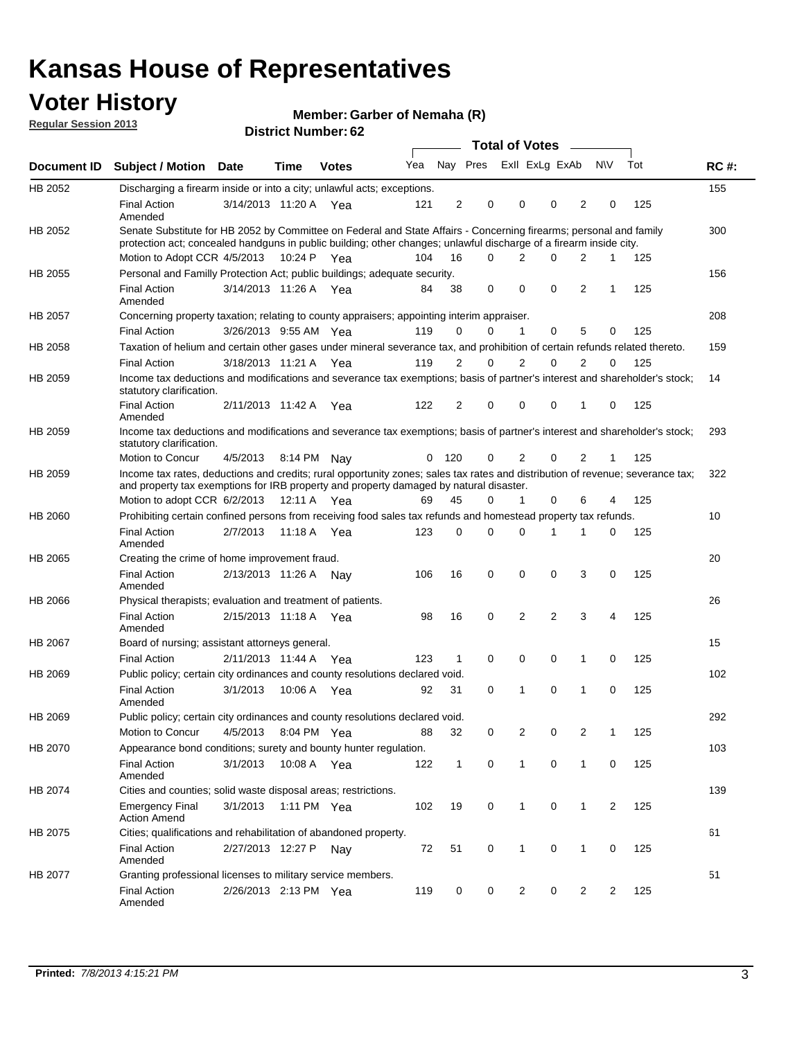# Kansas House of Representatives

## Voter History

**Regular Session 2013**

**Member: Garber of Nemaha (R)**

**District Number: 62**

| Document ID | Subject / Motion | Date | Time | Votes | Yea | Nay | Pres | ExII | ExLg | ExAb | N\V | Tot | RC #: |
|---|---|---|---|---|---|---|---|---|---|---|---|---|---|
| HB 2052 | Discharging a firearm inside or into a city; unlawful acts; exceptions. | | | | | | | | | | | | 155 |
| | Final Action Amended | 3/14/2013 | 11:20 A | Yea | 121 | 2 | 0 | 0 | 0 | 2 | 0 | 125 | |
| HB 2052 | Senate Substitute for HB 2052 by Committee on Federal and State Affairs - Concerning firearms; personal and family protection act; concealed handguns in public building; other changes; unlawful discharge of a firearm inside city. | | | | | | | | | | | | 300 |
| | Motion to Adopt CCR | 4/5/2013 | 10:24 P | Yea | 104 | 16 | 0 | 2 | 0 | 2 | 1 | 125 | |
| HB 2055 | Personal and Familly Protection Act; public buildings; adequate security. | | | | | | | | | | | | 156 |
| | Final Action Amended | 3/14/2013 | 11:26 A | Yea | 84 | 38 | 0 | 0 | 0 | 2 | 1 | 125 | |
| HB 2057 | Concerning property taxation; relating to county appraisers; appointing interim appraiser. | | | | | | | | | | | | 208 |
| | Final Action | 3/26/2013 | 9:55 AM | Yea | 119 | 0 | 0 | 1 | 0 | 5 | 0 | 125 | |
| HB 2058 | Taxation of helium and certain other gases under mineral severance tax, and prohibition of certain refunds related thereto. | | | | | | | | | | | | 159 |
| | Final Action | 3/18/2013 | 11:21 A | Yea | 119 | 2 | 0 | 2 | 0 | 2 | 0 | 125 | |
| HB 2059 | Income tax deductions and modifications and severance tax exemptions; basis of partner's interest and shareholder's stock; statutory clarification. | | | | | | | | | | | | 14 |
| | Final Action Amended | 2/11/2013 | 11:42 A | Yea | 122 | 2 | 0 | 0 | 0 | 1 | 0 | 125 | |
| HB 2059 | Income tax deductions and modifications and severance tax exemptions; basis of partner's interest and shareholder's stock; statutory clarification. | | | | | | | | | | | | 293 |
| | Motion to Concur | 4/5/2013 | 8:14 PM | Nay | 0 | 120 | 0 | 2 | 0 | 2 | 1 | 125 | |
| HB 2059 | Income tax rates, deductions and credits; rural opportunity zones; sales tax rates and distribution of revenue; severance tax; and property tax exemptions for IRB property and property damaged by natural disaster. | | | | | | | | | | | | 322 |
| | Motion to adopt CCR | 6/2/2013 | 12:11 A | Yea | 69 | 45 | 0 | 1 | 0 | 6 | 4 | 125 | |
| HB 2060 | Prohibiting certain confined persons from receiving food sales tax refunds and homestead property tax refunds. | | | | | | | | | | | | 10 |
| | Final Action Amended | 2/7/2013 | 11:18 A | Yea | 123 | 0 | 0 | 0 | 1 | 1 | 0 | 125 | |
| HB 2065 | Creating the crime of home improvement fraud. | | | | | | | | | | | | 20 |
| | Final Action Amended | 2/13/2013 | 11:26 A | Nay | 106 | 16 | 0 | 0 | 0 | 3 | 0 | 125 | |
| HB 2066 | Physical therapists; evaluation and treatment of patients. | | | | | | | | | | | | 26 |
| | Final Action Amended | 2/15/2013 | 11:18 A | Yea | 98 | 16 | 0 | 2 | 2 | 3 | 4 | 125 | |
| HB 2067 | Board of nursing; assistant attorneys general. | | | | | | | | | | | | 15 |
| | Final Action | 2/11/2013 | 11:44 A | Yea | 123 | 1 | 0 | 0 | 0 | 1 | 0 | 125 | |
| HB 2069 | Public policy; certain city ordinances and county resolutions declared void. | | | | | | | | | | | | 102 |
| | Final Action Amended | 3/1/2013 | 10:06 A | Yea | 92 | 31 | 0 | 1 | 0 | 1 | 0 | 125 | |
| HB 2069 | Public policy; certain city ordinances and county resolutions declared void. | | | | | | | | | | | | 292 |
| | Motion to Concur | 4/5/2013 | 8:04 PM | Yea | 88 | 32 | 0 | 2 | 0 | 2 | 1 | 125 | |
| HB 2070 | Appearance bond conditions; surety and bounty hunter regulation. | | | | | | | | | | | | 103 |
| | Final Action Amended | 3/1/2013 | 10:08 A | Yea | 122 | 1 | 0 | 1 | 0 | 1 | 0 | 125 | |
| HB 2074 | Cities and counties; solid waste disposal areas; restrictions. | | | | | | | | | | | | 139 |
| | Emergency Final Action Amend | 3/1/2013 | 1:11 PM | Yea | 102 | 19 | 0 | 1 | 0 | 1 | 2 | 125 | |
| HB 2075 | Cities; qualifications and rehabilitation of abandoned property. | | | | | | | | | | | | 61 |
| | Final Action Amended | 2/27/2013 | 12:27 P | Nay | 72 | 51 | 0 | 1 | 0 | 1 | 0 | 125 | |
| HB 2077 | Granting professional licenses to military service members. | | | | | | | | | | | | 51 |
| | Final Action Amended | 2/26/2013 | 2:13 PM | Yea | 119 | 0 | 0 | 2 | 0 | 2 | 2 | 125 | |

**Printed:** *7/8/2013 4:15:21 PM*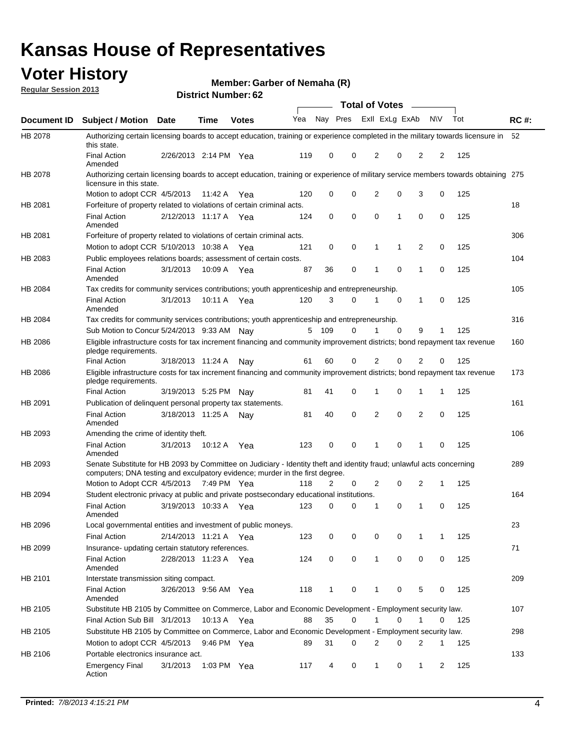# Kansas House of Representatives

## Voter History

**Regular Session 2013**

**Member: Garber of Nemaha (R)**

**District Number: 62**

| Document ID | Subject / Motion | Date | Time | Votes | Yea | Nay | Pres | ExII | ExLg | ExAb | N\V | Tot | RC #: |
|---|---|---|---|---|---|---|---|---|---|---|---|---|---|
| HB 2078 | Authorizing certain licensing boards to accept education, training or experience completed in the military towards licensure in this state. | | | | | | | | | | | | 52 |
| | Final Action Amended | 2/26/2013 | 2:14 PM | Yea | 119 | 0 | 0 | 2 | 0 | 2 | 2 | 125 | |
| HB 2078 | Authorizing certain licensing boards to accept education, training or experience of military service members towards obtaining licensure in this state. | | | | | | | | | | | | 275 |
| | Motion to adopt CCR | 4/5/2013 | 11:42 A | Yea | 120 | 0 | 0 | 2 | 0 | 3 | 0 | 125 | |
| HB 2081 | Forfeiture of property related to violations of certain criminal acts. | | | | | | | | | | | | 18 |
| | Final Action Amended | 2/12/2013 | 11:17 A | Yea | 124 | 0 | 0 | 0 | 1 | 0 | 0 | 125 | |
| HB 2081 | Forfeiture of property related to violations of certain criminal acts. | | | | | | | | | | | | 306 |
| | Motion to adopt CCR | 5/10/2013 | 10:38 A | Yea | 121 | 0 | 0 | 1 | 1 | 2 | 0 | 125 | |
| HB 2083 | Public employees relations boards; assessment of certain costs. | | | | | | | | | | | | 104 |
| | Final Action Amended | 3/1/2013 | 10:09 A | Yea | 87 | 36 | 0 | 1 | 0 | 1 | 0 | 125 | |
| HB 2084 | Tax credits for community services contributions; youth apprenticeship and entrepreneurship. | | | | | | | | | | | | 105 |
| | Final Action Amended | 3/1/2013 | 10:11 A | Yea | 120 | 3 | 0 | 1 | 0 | 1 | 0 | 125 | |
| HB 2084 | Tax credits for community services contributions; youth apprenticeship and entrepreneurship. | | | | | | | | | | | | 316 |
| | Sub Motion to Concur | 5/24/2013 | 9:33 AM | Nay | 5 | 109 | 0 | 1 | 0 | 9 | 1 | 125 | |
| HB 2086 | Eligible infrastructure costs for tax increment financing and community improvement districts; bond repayment tax revenue pledge requirements. | | | | | | | | | | | | 160 |
| | Final Action | 3/18/2013 | 11:24 A | Nay | 61 | 60 | 0 | 2 | 0 | 2 | 0 | 125 | |
| HB 2086 | Eligible infrastructure costs for tax increment financing and community improvement districts; bond repayment tax revenue pledge requirements. | | | | | | | | | | | | 173 |
| | Final Action | 3/19/2013 | 5:25 PM | Nay | 81 | 41 | 0 | 1 | 0 | 1 | 1 | 125 | |
| HB 2091 | Publication of delinquent personal property tax statements. | | | | | | | | | | | | 161 |
| | Final Action Amended | 3/18/2013 | 11:25 A | Nay | 81 | 40 | 0 | 2 | 0 | 2 | 0 | 125 | |
| HB 2093 | Amending the crime of identity theft. | | | | | | | | | | | | 106 |
| | Final Action Amended | 3/1/2013 | 10:12 A | Yea | 123 | 0 | 0 | 1 | 0 | 1 | 0 | 125 | |
| HB 2093 | Senate Substitute for HB 2093 by Committee on Judiciary - Identity theft and identity fraud; unlawful acts concerning computers; DNA testing and exculpatory evidence; murder in the first degree. | | | | | | | | | | | | 289 |
| | Motion to Adopt CCR | 4/5/2013 | 7:49 PM | Yea | 118 | 2 | 0 | 2 | 0 | 2 | 1 | 125 | |
| HB 2094 | Student electronic privacy at public and private postsecondary educational institutions. | | | | | | | | | | | | 164 |
| | Final Action Amended | 3/19/2013 | 10:33 A | Yea | 123 | 0 | 0 | 1 | 0 | 1 | 0 | 125 | |
| HB 2096 | Local governmental entities and investment of public moneys. | | | | | | | | | | | | 23 |
| | Final Action | 2/14/2013 | 11:21 A | Yea | 123 | 0 | 0 | 0 | 0 | 1 | 1 | 125 | |
| HB 2099 | Insurance- updating certain statutory references. | | | | | | | | | | | | 71 |
| | Final Action Amended | 2/28/2013 | 11:23 A | Yea | 124 | 0 | 0 | 1 | 0 | 0 | 0 | 125 | |
| HB 2101 | Interstate transmission siting compact. | | | | | | | | | | | | 209 |
| | Final Action Amended | 3/26/2013 | 9:56 AM | Yea | 118 | 1 | 0 | 1 | 0 | 5 | 0 | 125 | |
| HB 2105 | Substitute HB 2105 by Committee on Commerce, Labor and Economic Development - Employment security law. | | | | | | | | | | | | 107 |
| | Final Action Sub Bill | 3/1/2013 | 10:13 A | Yea | 88 | 35 | 0 | 1 | 0 | 1 | 0 | 125 | |
| HB 2105 | Substitute HB 2105 by Committee on Commerce, Labor and Economic Development - Employment security law. | | | | | | | | | | | | 298 |
| | Motion to adopt CCR | 4/5/2013 | 9:46 PM | Yea | 89 | 31 | 0 | 2 | 0 | 2 | 1 | 125 | |
| HB 2106 | Portable electronics insurance act. | | | | | | | | | | | | 133 |
| | Emergency Final Action | 3/1/2013 | 1:03 PM | Yea | 117 | 4 | 0 | 1 | 0 | 1 | 2 | 125 | |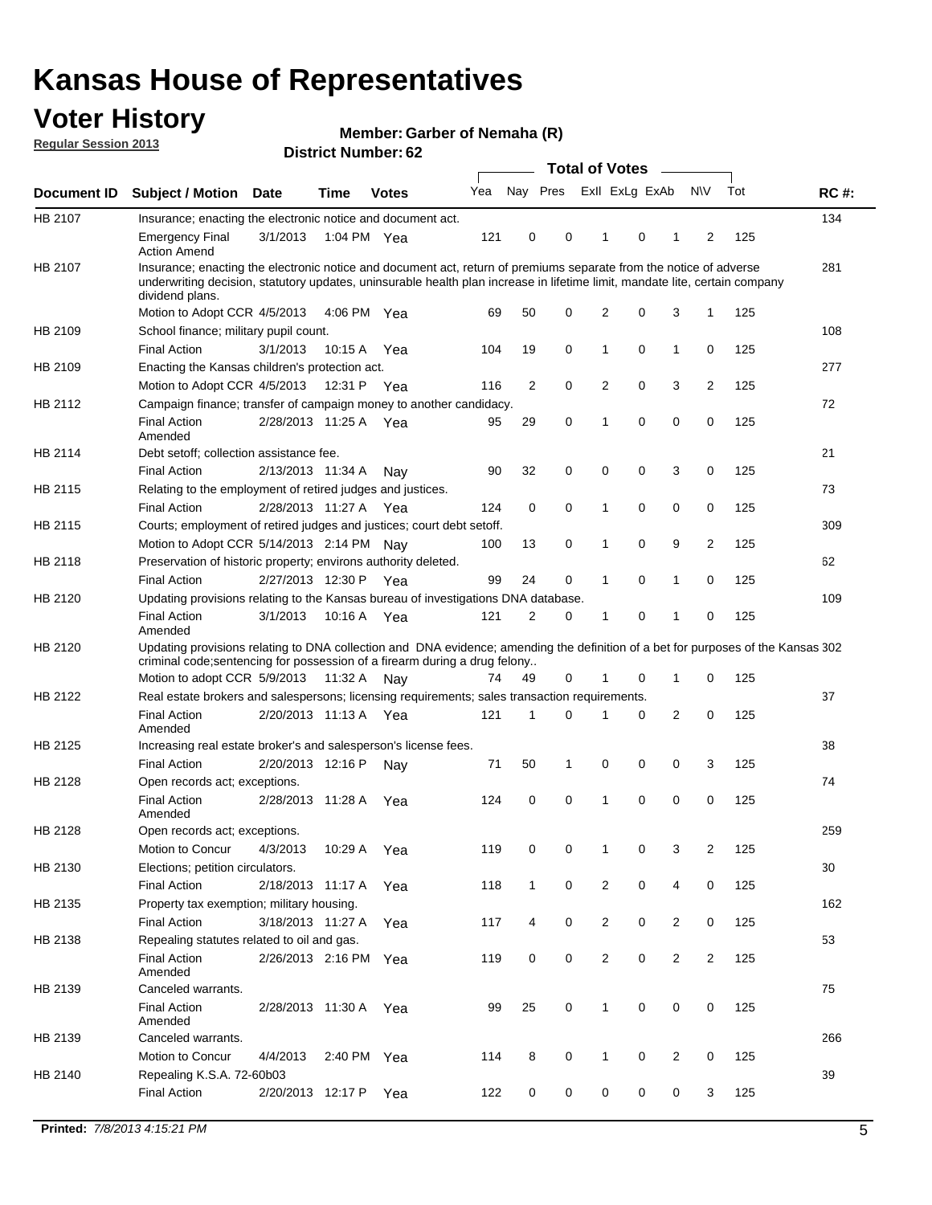# Kansas House of Representatives

## Voter History

**Regular Session 2013**

**Member: Garber of Nemaha (R)**

**District Number: 62**

| Document ID | Subject / Motion | Date | Time | Votes | Yea | Nay | Pres | ExlI | ExLg | ExAb | N\V | Tot | RC #: |
|---|---|---|---|---|---|---|---|---|---|---|---|---|---|
| HB 2107 | Insurance; enacting the electronic notice and document act. | | | | | | | | | | | | 134 |
| | Emergency Final Action Amend | 3/1/2013 | 1:04 PM | Yea | 121 | 0 | 0 | 1 | 0 | 1 | 2 | 125 | |
| HB 2107 | Insurance; enacting the electronic notice and document act, return of premiums separate from the notice of adverse underwriting decision, statutory updates, uninsurable health plan increase in lifetime limit, mandate lite, certain company dividend plans. | | | | | | | | | | | | 281 |
| | Motion to Adopt CCR | 4/5/2013 | 4:06 PM | Yea | 69 | 50 | 0 | 2 | 0 | 3 | 1 | 125 | |
| HB 2109 | School finance; military pupil count. | | | | | | | | | | | | 108 |
| | Final Action | 3/1/2013 | 10:15 A | Yea | 104 | 19 | 0 | 1 | 0 | 1 | 0 | 125 | |
| HB 2109 | Enacting the Kansas children's protection act. | | | | | | | | | | | | 277 |
| | Motion to Adopt CCR | 4/5/2013 | 12:31 P | Yea | 116 | 2 | 0 | 2 | 0 | 3 | 2 | 125 | |
| HB 2112 | Campaign finance; transfer of campaign money to another candidacy. | | | | | | | | | | | | 72 |
| | Final Action Amended | 2/28/2013 | 11:25 A | Yea | 95 | 29 | 0 | 1 | 0 | 0 | 0 | 125 | |
| HB 2114 | Debt setoff; collection assistance fee. | | | | | | | | | | | | 21 |
| | Final Action | 2/13/2013 | 11:34 A | Nay | 90 | 32 | 0 | 0 | 0 | 3 | 0 | 125 | |
| HB 2115 | Relating to the employment of retired judges and justices. | | | | | | | | | | | | 73 |
| | Final Action | 2/28/2013 | 11:27 A | Yea | 124 | 0 | 0 | 1 | 0 | 0 | 0 | 125 | |
| HB 2115 | Courts; employment of retired judges and justices; court debt setoff. | | | | | | | | | | | | 309 |
| | Motion to Adopt CCR | 5/14/2013 | 2:14 PM | Nay | 100 | 13 | 0 | 1 | 0 | 9 | 2 | 125 | |
| HB 2118 | Preservation of historic property; environs authority deleted. | | | | | | | | | | | | 62 |
| | Final Action | 2/27/2013 | 12:30 P | Yea | 99 | 24 | 0 | 1 | 0 | 1 | 0 | 125 | |
| HB 2120 | Updating provisions relating to the Kansas bureau of investigations DNA database. | | | | | | | | | | | | 109 |
| | Final Action Amended | 3/1/2013 | 10:16 A | Yea | 121 | 2 | 0 | 1 | 0 | 1 | 0 | 125 | |
| HB 2120 | Updating provisions relating to DNA collection and DNA evidence; amending the definition of a bet for purposes of the Kansas criminal code;sentencing for possession of a firearm during a drug felony.. | | | | | | | | | | | | 302 |
| | Motion to adopt CCR | 5/9/2013 | 11:32 A | Nay | 74 | 49 | 0 | 1 | 0 | 1 | 0 | 125 | |
| HB 2122 | Real estate brokers and salespersons; licensing requirements; sales transaction requirements. | | | | | | | | | | | | 37 |
| | Final Action Amended | 2/20/2013 | 11:13 A | Yea | 121 | 1 | 0 | 1 | 0 | 2 | 0 | 125 | |
| HB 2125 | Increasing real estate broker's and salesperson's license fees. | | | | | | | | | | | | 38 |
| | Final Action | 2/20/2013 | 12:16 P | Nay | 71 | 50 | 1 | 0 | 0 | 0 | 3 | 125 | |
| HB 2128 | Open records act; exceptions. | | | | | | | | | | | | 74 |
| | Final Action Amended | 2/28/2013 | 11:28 A | Yea | 124 | 0 | 0 | 1 | 0 | 0 | 0 | 125 | |
| HB 2128 | Open records act; exceptions. | | | | | | | | | | | | 259 |
| | Motion to Concur | 4/3/2013 | 10:29 A | Yea | 119 | 0 | 0 | 1 | 0 | 3 | 2 | 125 | |
| HB 2130 | Elections; petition circulators. | | | | | | | | | | | | 30 |
| | Final Action | 2/18/2013 | 11:17 A | Yea | 118 | 1 | 0 | 2 | 0 | 4 | 0 | 125 | |
| HB 2135 | Property tax exemption; military housing. | | | | | | | | | | | | 162 |
| | Final Action | 3/18/2013 | 11:27 A | Yea | 117 | 4 | 0 | 2 | 0 | 2 | 0 | 125 | |
| HB 2138 | Repealing statutes related to oil and gas. | | | | | | | | | | | | 53 |
| | Final Action Amended | 2/26/2013 | 2:16 PM | Yea | 119 | 0 | 0 | 2 | 0 | 2 | 2 | 125 | |
| HB 2139 | Canceled warrants. | | | | | | | | | | | | 75 |
| | Final Action Amended | 2/28/2013 | 11:30 A | Yea | 99 | 25 | 0 | 1 | 0 | 0 | 0 | 125 | |
| HB 2139 | Canceled warrants. | | | | | | | | | | | | 266 |
| | Motion to Concur | 4/4/2013 | 2:40 PM | Yea | 114 | 8 | 0 | 1 | 0 | 2 | 0 | 125 | |
| HB 2140 | Repealing K.S.A. 72-60b03 | | | | | | | | | | | | 39 |
| | Final Action | 2/20/2013 | 12:17 P | Yea | 122 | 0 | 0 | 0 | 0 | 0 | 3 | 125 | |

**Printed:** *7/8/2013 4:15:21 PM*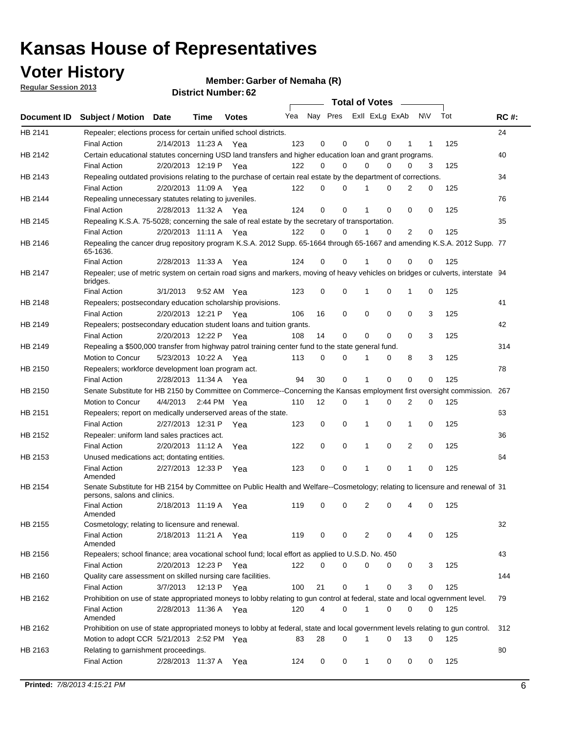# Kansas House of Representatives

## Voter History

**Regular Session 2013**

**Member: Garber of Nemaha (R)**

**District Number: 62**

| Document ID | Subject / Motion | Date | Time | Votes | Yea | Nay | Pres | ExII | ExLg | ExAb | N\V | Tot | RC #: |
|---|---|---|---|---|---|---|---|---|---|---|---|---|---|
| HB 2141 | Repealer; elections process for certain unified school districts. | | | | | | | | | | | | 24 |
| | Final Action | 2/14/2013 | 11:23 A | Yea | 123 | 0 | 0 | 0 | 0 | 1 | 1 | 125 | |
| HB 2142 | Certain educational statutes concerning USD land transfers and higher education loan and grant programs. | | | | | | | | | | | | 40 |
| | Final Action | 2/20/2013 | 12:19 P | Yea | 122 | 0 | 0 | 0 | 0 | 0 | 3 | 125 | |
| HB 2143 | Repealing outdated provisions relating to the purchase of certain real estate by the department of corrections. | | | | | | | | | | | | 34 |
| | Final Action | 2/20/2013 | 11:09 A | Yea | 122 | 0 | 0 | 1 | 0 | 2 | 0 | 125 | |
| HB 2144 | Repealing unnecessary statutes relating to juveniles. | | | | | | | | | | | | 76 |
| | Final Action | 2/28/2013 | 11:32 A | Yea | 124 | 0 | 0 | 1 | 0 | 0 | 0 | 125 | |
| HB 2145 | Repealing K.S.A. 75-5028; concerning the sale of real estate by the secretary of transportation. | | | | | | | | | | | | 35 |
| | Final Action | 2/20/2013 | 11:11 A | Yea | 122 | 0 | 0 | 1 | 0 | 2 | 0 | 125 | |
| HB 2146 | Repealing the cancer drug repository program K.S.A. 2012 Supp. 65-1664 through 65-1667 and amending K.S.A. 2012 Supp. 65-1636. | | | | | | | | | | | | 77 |
| | Final Action | 2/28/2013 | 11:33 A | Yea | 124 | 0 | 0 | 1 | 0 | 0 | 0 | 125 | |
| HB 2147 | Repealer; use of metric system on certain road signs and markers, moving of heavy vehicles on bridges or culverts, interstate bridges. | | | | | | | | | | | | 94 |
| | Final Action | 3/1/2013 | 9:52 AM | Yea | 123 | 0 | 0 | 1 | 0 | 1 | 0 | 125 | |
| HB 2148 | Repealers; postsecondary education scholarship provisions. | | | | | | | | | | | | 41 |
| | Final Action | 2/20/2013 | 12:21 P | Yea | 106 | 16 | 0 | 0 | 0 | 0 | 3 | 125 | |
| HB 2149 | Repealers; postsecondary education student loans and tuition grants. | | | | | | | | | | | | 42 |
| | Final Action | 2/20/2013 | 12:22 P | Yea | 108 | 14 | 0 | 0 | 0 | 0 | 3 | 125 | |
| HB 2149 | Repealing a $500,000 transfer from highway patrol training center fund to the state general fund. | | | | | | | | | | | | 314 |
| | Motion to Concur | 5/23/2013 | 10:22 A | Yea | 113 | 0 | 0 | 1 | 0 | 8 | 3 | 125 | |
| HB 2150 | Repealers; workforce development loan program act. | | | | | | | | | | | | 78 |
| | Final Action | 2/28/2013 | 11:34 A | Yea | 94 | 30 | 0 | 1 | 0 | 0 | 0 | 125 | |
| HB 2150 | Senate Substitute for HB 2150 by Committee on Commerce--Concerning the Kansas employment first oversight commission. | | | | | | | | | | | | 267 |
| | Motion to Concur | 4/4/2013 | 2:44 PM | Yea | 110 | 12 | 0 | 1 | 0 | 2 | 0 | 125 | |
| HB 2151 | Repealers; report on medically underserved areas of the state. | | | | | | | | | | | | 63 |
| | Final Action | 2/27/2013 | 12:31 P | Yea | 123 | 0 | 0 | 1 | 0 | 1 | 0 | 125 | |
| HB 2152 | Repealer: uniform land sales practices act. | | | | | | | | | | | | 36 |
| | Final Action | 2/20/2013 | 11:12 A | Yea | 122 | 0 | 0 | 1 | 0 | 2 | 0 | 125 | |
| HB 2153 | Unused medications act; dontating entities. | | | | | | | | | | | | 64 |
| | Final Action Amended | 2/27/2013 | 12:33 P | Yea | 123 | 0 | 0 | 1 | 0 | 1 | 0 | 125 | |
| HB 2154 | Senate Substitute for HB 2154 by Committee on Public Health and Welfare--Cosmetology; relating to licensure and renewal of persons, salons and clinics. | | | | | | | | | | | | 31 |
| | Final Action Amended | 2/18/2013 | 11:19 A | Yea | 119 | 0 | 0 | 2 | 0 | 4 | 0 | 125 | |
| HB 2155 | Cosmetology; relating to licensure and renewal. | | | | | | | | | | | | 32 |
| | Final Action Amended | 2/18/2013 | 11:21 A | Yea | 119 | 0 | 0 | 2 | 0 | 4 | 0 | 125 | |
| HB 2156 | Repealers; school finance; area vocational school fund; local effort as applied to U.S.D. No. 450 | | | | | | | | | | | | 43 |
| | Final Action | 2/20/2013 | 12:23 P | Yea | 122 | 0 | 0 | 0 | 0 | 0 | 3 | 125 | |
| HB 2160 | Quality care assessment on skilled nursing care facilities. | | | | | | | | | | | | 144 |
| | Final Action | 3/7/2013 | 12:13 P | Yea | 100 | 21 | 0 | 1 | 0 | 3 | 0 | 125 | |
| HB 2162 | Prohibition on use of state appropriated moneys to lobby relating to gun control at federal, state and local ogvernment level. | | | | | | | | | | | | 79 |
| | Final Action Amended | 2/28/2013 | 11:36 A | Yea | 120 | 4 | 0 | 1 | 0 | 0 | 0 | 125 | |
| HB 2162 | Prohibition on use of state appropriated moneys to lobby at federal, state and local government levels relating to gun control. | | | | | | | | | | | | 312 |
| | Motion to adopt CCR | 5/21/2013 | 2:52 PM | Yea | 83 | 28 | 0 | 1 | 0 | 13 | 0 | 125 | |
| HB 2163 | Relating to garnishment proceedings. | | | | | | | | | | | | 80 |
| | Final Action | 2/28/2013 | 11:37 A | Yea | 124 | 0 | 0 | 1 | 0 | 0 | 0 | 125 | |

**Printed:** *7/8/2013 4:15:21 PM*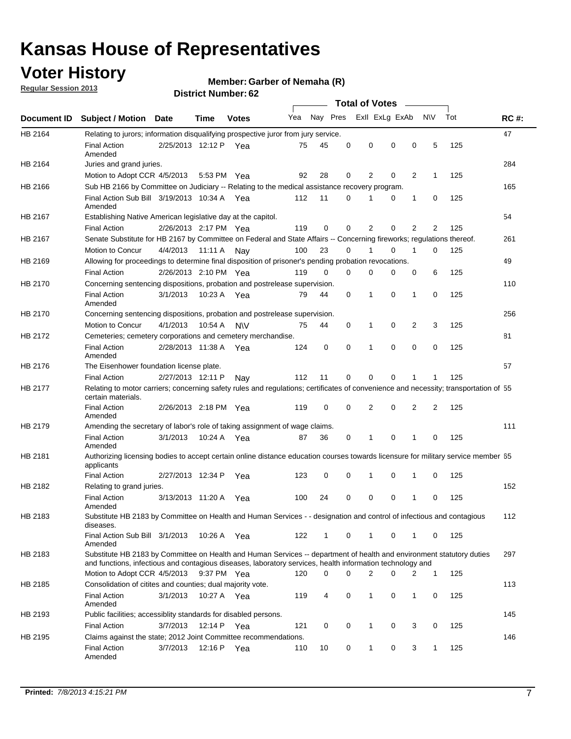# Kansas House of Representatives

## Voter History

**Regular Session 2013**

**Member: Garber of Nemaha (R)**

**District Number: 62**

| Document ID | Subject / Motion | Date | Time | Votes | Yea | Nay | Pres | ExII | ExLg | ExAb | N\V | Tot | RC #: |
|---|---|---|---|---|---|---|---|---|---|---|---|---|---|
| HB 2164 | Relating to jurors; information disqualifying prospective juror from jury service. | | | | | | | | | | | | 47 |
| | Final Action Amended | 2/25/2013 | 12:12 P | Yea | 75 | 45 | 0 | 0 | 0 | 0 | 5 | 125 | |
| HB 2164 | Juries and grand juries. | | | | | | | | | | | | 284 |
| | Motion to Adopt CCR | 4/5/2013 | 5:53 PM | Yea | 92 | 28 | 0 | 2 | 0 | 2 | 1 | 125 | |
| HB 2166 | Sub HB 2166 by Committee on Judiciary -- Relating to the medical assistance recovery program. | | | | | | | | | | | | 165 |
| | Final Action Sub Bill Amended | 3/19/2013 | 10:34 A | Yea | 112 | 11 | 0 | 1 | 0 | 1 | 0 | 125 | |
| HB 2167 | Establishing Native American legislative day at the capitol. | | | | | | | | | | | | 54 |
| | Final Action | 2/26/2013 | 2:17 PM | Yea | 119 | 0 | 0 | 2 | 0 | 2 | 2 | 125 | |
| HB 2167 | Senate Substitute for HB 2167 by Committee on Federal and State Affairs -- Concerning fireworks; regulations thereof. | | | | | | | | | | | | 261 |
| | Motion to Concur | 4/4/2013 | 11:11 A | Nay | 100 | 23 | 0 | 1 | 0 | 1 | 0 | 125 | |
| HB 2169 | Allowing for proceedings to determine final disposition of prisoner's pending probation revocations. | | | | | | | | | | | | 49 |
| | Final Action | 2/26/2013 | 2:10 PM | Yea | 119 | 0 | 0 | 0 | 0 | 0 | 6 | 125 | |
| HB 2170 | Concerning sentencing dispositions, probation and postrelease supervision. | | | | | | | | | | | | 110 |
| | Final Action Amended | 3/1/2013 | 10:23 A | Yea | 79 | 44 | 0 | 1 | 0 | 1 | 0 | 125 | |
| HB 2170 | Concerning sentencing dispositions, probation and postrelease supervision. | | | | | | | | | | | | 256 |
| | Motion to Concur | 4/1/2013 | 10:54 A | N\V | 75 | 44 | 0 | 1 | 0 | 2 | 3 | 125 | |
| HB 2172 | Cemeteries; cemetery corporations and cemetery merchandise. | | | | | | | | | | | | 81 |
| | Final Action Amended | 2/28/2013 | 11:38 A | Yea | 124 | 0 | 0 | 1 | 0 | 0 | 0 | 125 | |
| HB 2176 | The Eisenhower foundation license plate. | | | | | | | | | | | | 57 |
| | Final Action | 2/27/2013 | 12:11 P | Nay | 112 | 11 | 0 | 0 | 0 | 1 | 1 | 125 | |
| HB 2177 | Relating to motor carriers; concerning safety rules and regulations; certificates of convenience and necessity; transportation of certain materials. | | | | | | | | | | | | 55 |
| | Final Action Amended | 2/26/2013 | 2:18 PM | Yea | 119 | 0 | 0 | 2 | 0 | 2 | 2 | 125 | |
| HB 2179 | Amending the secretary of labor's role of taking assignment of wage claims. | | | | | | | | | | | | 111 |
| | Final Action Amended | 3/1/2013 | 10:24 A | Yea | 87 | 36 | 0 | 1 | 0 | 1 | 0 | 125 | |
| HB 2181 | Authorizing licensing bodies to accept certain online distance education courses towards licensure for military service member applicants | | | | | | | | | | | | 65 |
| | Final Action | 2/27/2013 | 12:34 P | Yea | 123 | 0 | 0 | 1 | 0 | 1 | 0 | 125 | |
| HB 2182 | Relating to grand juries. | | | | | | | | | | | | 152 |
| | Final Action Amended | 3/13/2013 | 11:20 A | Yea | 100 | 24 | 0 | 0 | 0 | 1 | 0 | 125 | |
| HB 2183 | Substitute HB 2183 by Committee on Health and Human Services - - designation and control of infectious and contagious diseases. | | | | | | | | | | | | 112 |
| | Final Action Sub Bill Amended | 3/1/2013 | 10:26 A | Yea | 122 | 1 | 0 | 1 | 0 | 1 | 0 | 125 | |
| HB 2183 | Substitute HB 2183 by Committee on Health and Human Services -- department of health and environment statutory duties and functions, infectious and contagious diseases, laboratory services, health information technology and | | | | | | | | | | | | 297 |
| | Motion to Adopt CCR | 4/5/2013 | 9:37 PM | Yea | 120 | 0 | 0 | 2 | 0 | 2 | 1 | 125 | |
| HB 2185 | Consolidation of citites and counties; dual majority vote. | | | | | | | | | | | | 113 |
| | Final Action Amended | 3/1/2013 | 10:27 A | Yea | 119 | 4 | 0 | 1 | 0 | 1 | 0 | 125 | |
| HB 2193 | Public facilities; accessiblity standards for disabled persons. | | | | | | | | | | | | 145 |
| | Final Action | 3/7/2013 | 12:14 P | Yea | 121 | 0 | 0 | 1 | 0 | 3 | 0 | 125 | |
| HB 2195 | Claims against the state; 2012 Joint Committee recommendations. | | | | | | | | | | | | 146 |
| | Final Action Amended | 3/7/2013 | 12:16 P | Yea | 110 | 10 | 0 | 1 | 0 | 3 | 1 | 125 | |

**Printed:** 7/8/2013 4:15:21 PM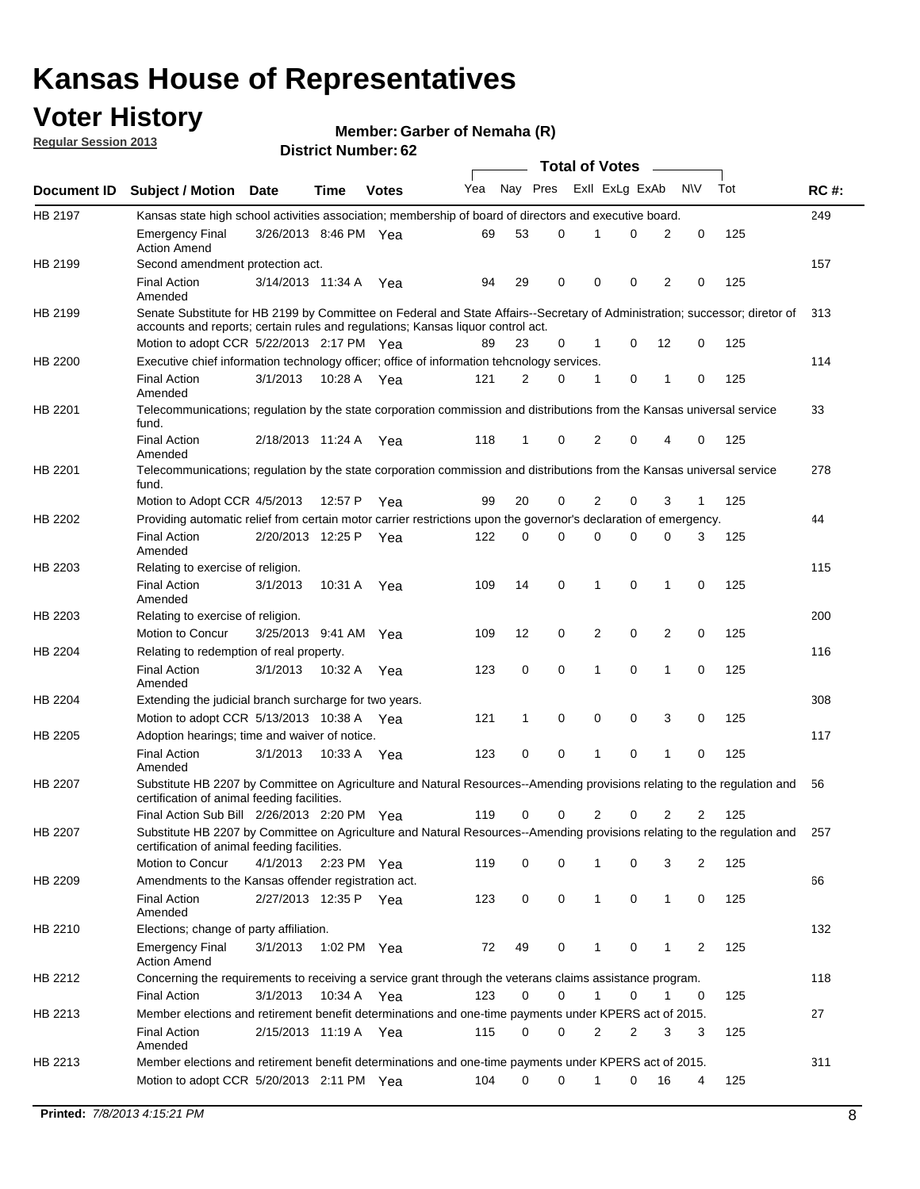# Kansas House of Representatives

## Voter History

**Regular Session 2013**

**Member: Garber of Nemaha (R)**

**District Number: 62**

| Document ID | Subject / Motion | Date | Time | Votes | Yea | Nay | Pres | ExII | ExLg | ExAb | N\V | Tot | RC #: |
|---|---|---|---|---|---|---|---|---|---|---|---|---|---|
| HB 2197 | Kansas state high school activities association; membership of board of directors and executive board. | | | | | | | | | | | | 249 |
| | Emergency Final Action Amend | 3/26/2013 | 8:46 PM | Yea | 69 | 53 | 0 | 1 | 0 | 2 | 0 | 125 | |
| HB 2199 | Second amendment protection act. | | | | | | | | | | | | 157 |
| | Final Action Amended | 3/14/2013 | 11:34 A | Yea | 94 | 29 | 0 | 0 | 0 | 2 | 0 | 125 | |
| HB 2199 | Senate Substitute for HB 2199 by Committee on Federal and State Affairs--Secretary of Administration; successor; diretor of accounts and reports; certain rules and regulations; Kansas liquor control act. | | | | | | | | | | | | 313 |
| | Motion to adopt CCR | 5/22/2013 | 2:17 PM | Yea | 89 | 23 | 0 | 1 | 0 | 12 | 0 | 125 | |
| HB 2200 | Executive chief information technology officer; office of information tehcnology services. | | | | | | | | | | | | 114 |
| | Final Action Amended | 3/1/2013 | 10:28 A | Yea | 121 | 2 | 0 | 1 | 0 | 1 | 0 | 125 | |
| HB 2201 | Telecommunications; regulation by the state corporation commission and distributions from the Kansas universal service fund. | | | | | | | | | | | | 33 |
| | Final Action Amended | 2/18/2013 | 11:24 A | Yea | 118 | 1 | 0 | 2 | 0 | 4 | 0 | 125 | |
| HB 2201 | Telecommunications; regulation by the state corporation commission and distributions from the Kansas universal service fund. | | | | | | | | | | | | 278 |
| | Motion to Adopt CCR | 4/5/2013 | 12:57 P | Yea | 99 | 20 | 0 | 2 | 0 | 3 | 1 | 125 | |
| HB 2202 | Providing automatic relief from certain motor carrier restrictions upon the governor's declaration of emergency. | | | | | | | | | | | | 44 |
| | Final Action Amended | 2/20/2013 | 12:25 P | Yea | 122 | 0 | 0 | 0 | 0 | 0 | 3 | 125 | |
| HB 2203 | Relating to exercise of religion. | | | | | | | | | | | | 115 |
| | Final Action Amended | 3/1/2013 | 10:31 A | Yea | 109 | 14 | 0 | 1 | 0 | 1 | 0 | 125 | |
| HB 2203 | Relating to exercise of religion. | | | | | | | | | | | | 200 |
| | Motion to Concur | 3/25/2013 | 9:41 AM | Yea | 109 | 12 | 0 | 2 | 0 | 2 | 0 | 125 | |
| HB 2204 | Relating to redemption of real property. | | | | | | | | | | | | 116 |
| | Final Action Amended | 3/1/2013 | 10:32 A | Yea | 123 | 0 | 0 | 1 | 0 | 1 | 0 | 125 | |
| HB 2204 | Extending the judicial branch surcharge for two years. | | | | | | | | | | | | 308 |
| | Motion to adopt CCR | 5/13/2013 | 10:38 A | Yea | 121 | 1 | 0 | 0 | 0 | 3 | 0 | 125 | |
| HB 2205 | Adoption hearings; time and waiver of notice. | | | | | | | | | | | | 117 |
| | Final Action Amended | 3/1/2013 | 10:33 A | Yea | 123 | 0 | 0 | 1 | 0 | 1 | 0 | 125 | |
| HB 2207 | Substitute HB 2207 by Committee on Agriculture and Natural Resources--Amending provisions relating to the regulation and certification of animal feeding facilities. | | | | | | | | | | | | 56 |
| | Final Action Sub Bill | 2/26/2013 | 2:20 PM | Yea | 119 | 0 | 0 | 2 | 0 | 2 | 2 | 125 | |
| HB 2207 | Substitute HB 2207 by Committee on Agriculture and Natural Resources--Amending provisions relating to the regulation and certification of animal feeding facilities. | | | | | | | | | | | | 257 |
| | Motion to Concur | 4/1/2013 | 2:23 PM | Yea | 119 | 0 | 0 | 1 | 0 | 3 | 2 | 125 | |
| HB 2209 | Amendments to the Kansas offender registration act. | | | | | | | | | | | | 66 |
| | Final Action Amended | 2/27/2013 | 12:35 P | Yea | 123 | 0 | 0 | 1 | 0 | 1 | 0 | 125 | |
| HB 2210 | Elections; change of party affiliation. | | | | | | | | | | | | 132 |
| | Emergency Final Action Amend | 3/1/2013 | 1:02 PM | Yea | 72 | 49 | 0 | 1 | 0 | 1 | 2 | 125 | |
| HB 2212 | Concerning the requirements to receiving a service grant through the veterans claims assistance program. | | | | | | | | | | | | 118 |
| | Final Action | 3/1/2013 | 10:34 A | Yea | 123 | 0 | 0 | 1 | 0 | 1 | 0 | 125 | |
| HB 2213 | Member elections and retirement benefit determinations and one-time payments under KPERS act of 2015. | | | | | | | | | | | | 27 |
| | Final Action Amended | 2/15/2013 | 11:19 A | Yea | 115 | 0 | 0 | 2 | 2 | 3 | 3 | 125 | |
| HB 2213 | Member elections and retirement benefit determinations and one-time payments under KPERS act of 2015. | | | | | | | | | | | | 311 |
| | Motion to adopt CCR | 5/20/2013 | 2:11 PM | Yea | 104 | 0 | 0 | 1 | 0 | 16 | 4 | 125 | |

**Printed:** 7/8/2013 4:15:21 PM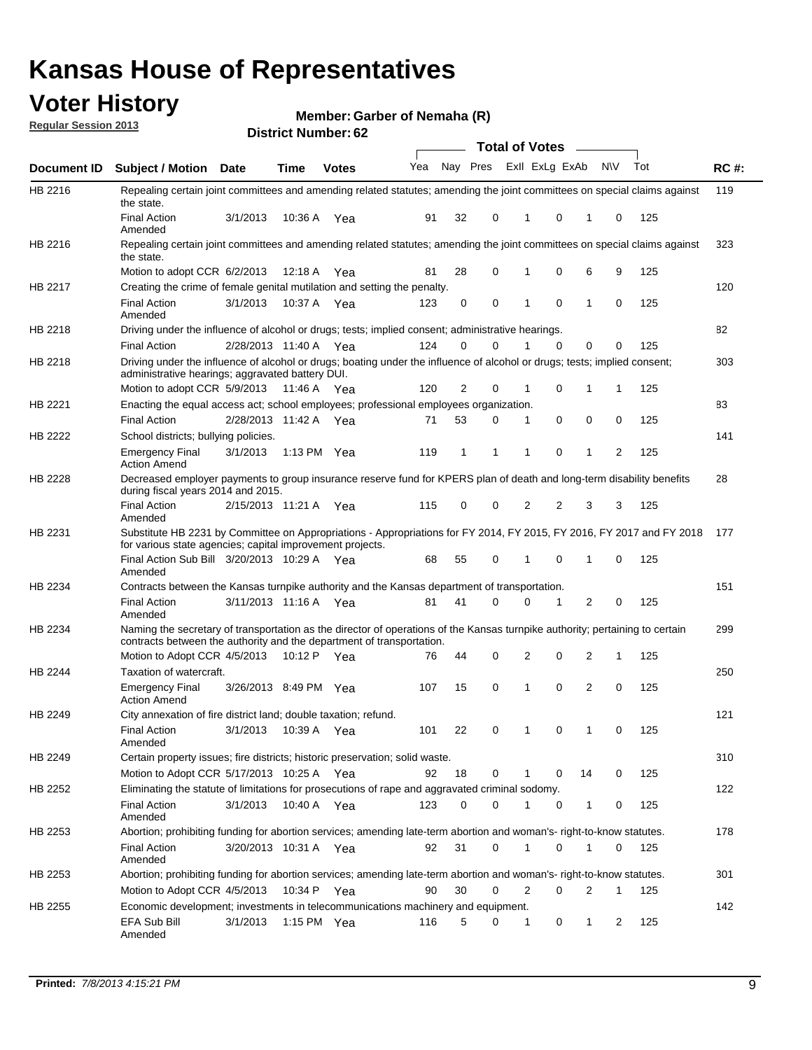# Kansas House of Representatives

## Voter History

**Regular Session 2013**

**Member: Garber of Nemaha (R)**

**District Number: 62**

| Document ID | Subject / Motion | Date | Time | Votes | Yea | Nay | Pres | ExII | ExLg | ExAb | N\V | Tot | RC #: |
|---|---|---|---|---|---|---|---|---|---|---|---|---|---|
| HB 2216 | Repealing certain joint committees and amending related statutes; amending the joint committees on special claims against the state. | | | | | | | | | | | | 119 |
| | Final Action Amended | 3/1/2013 | 10:36 A | Yea | 91 | 32 | 0 | 1 | 0 | 1 | 0 | 125 | |
| HB 2216 | Repealing certain joint committees and amending related statutes; amending the joint committees on special claims against the state. | | | | | | | | | | | | 323 |
| | Motion to adopt CCR | 6/2/2013 | 12:18 A | Yea | 81 | 28 | 0 | 1 | 0 | 6 | 9 | 125 | |
| HB 2217 | Creating the crime of female genital mutilation and setting the penalty. | | | | | | | | | | | | 120 |
| | Final Action Amended | 3/1/2013 | 10:37 A | Yea | 123 | 0 | 0 | 1 | 0 | 1 | 0 | 125 | |
| HB 2218 | Driving under the influence of alcohol or drugs; tests; implied consent; administrative hearings. | | | | | | | | | | | | 82 |
| | Final Action | 2/28/2013 | 11:40 A | Yea | 124 | 0 | 0 | 1 | 0 | 0 | 0 | 125 | |
| HB 2218 | Driving under the influence of alcohol or drugs; boating under the influence of alcohol or drugs; tests; implied consent; administrative hearings; aggravated battery DUI. | | | | | | | | | | | | 303 |
| | Motion to adopt CCR | 5/9/2013 | 11:46 A | Yea | 120 | 2 | 0 | 1 | 0 | 1 | 1 | 125 | |
| HB 2221 | Enacting the equal access act; school employees; professional employees organization. | | | | | | | | | | | | 83 |
| | Final Action | 2/28/2013 | 11:42 A | Yea | 71 | 53 | 0 | 1 | 0 | 0 | 0 | 125 | |
| HB 2222 | School districts; bullying policies. | | | | | | | | | | | | 141 |
| | Emergency Final Action Amend | 3/1/2013 | 1:13 PM | Yea | 119 | 1 | 1 | 1 | 0 | 1 | 2 | 125 | |
| HB 2228 | Decreased employer payments to group insurance reserve fund for KPERS plan of death and long-term disability benefits during fiscal years 2014 and 2015. | | | | | | | | | | | | 28 |
| | Final Action Amended | 2/15/2013 | 11:21 A | Yea | 115 | 0 | 0 | 2 | 2 | 3 | 3 | 125 | |
| HB 2231 | Substitute HB 2231 by Committee on Appropriations - Appropriations for FY 2014, FY 2015, FY 2016, FY 2017 and FY 2018 for various state agencies; capital improvement projects. | | | | | | | | | | | | 177 |
| | Final Action Sub Bill Amended | 3/20/2013 | 10:29 A | Yea | 68 | 55 | 0 | 1 | 0 | 1 | 0 | 125 | |
| HB 2234 | Contracts between the Kansas turnpike authority and the Kansas department of transportation. | | | | | | | | | | | | 151 |
| | Final Action Amended | 3/11/2013 | 11:16 A | Yea | 81 | 41 | 0 | 0 | 1 | 2 | 0 | 125 | |
| HB 2234 | Naming the secretary of transportation as the director of operations of the Kansas turnpike authority; pertaining to certain contracts between the authority and the department of transportation. | | | | | | | | | | | | 299 |
| | Motion to Adopt CCR | 4/5/2013 | 10:12 P | Yea | 76 | 44 | 0 | 2 | 0 | 2 | 1 | 125 | |
| HB 2244 | Taxation of watercraft. | | | | | | | | | | | | 250 |
| | Emergency Final Action Amend | 3/26/2013 | 8:49 PM | Yea | 107 | 15 | 0 | 1 | 0 | 2 | 0 | 125 | |
| HB 2249 | City annexation of fire district land; double taxation; refund. | | | | | | | | | | | | 121 |
| | Final Action Amended | 3/1/2013 | 10:39 A | Yea | 101 | 22 | 0 | 1 | 0 | 1 | 0 | 125 | |
| HB 2249 | Certain property issues; fire districts; historic preservation; solid waste. | | | | | | | | | | | | 310 |
| | Motion to Adopt CCR | 5/17/2013 | 10:25 A | Yea | 92 | 18 | 0 | 1 | 0 | 14 | 0 | 125 | |
| HB 2252 | Eliminating the statute of limitations for prosecutions of rape and aggravated criminal sodomy. | | | | | | | | | | | | 122 |
| | Final Action Amended | 3/1/2013 | 10:40 A | Yea | 123 | 0 | 0 | 1 | 0 | 1 | 0 | 125 | |
| HB 2253 | Abortion; prohibiting funding for abortion services; amending late-term abortion and woman's- right-to-know statutes. | | | | | | | | | | | | 178 |
| | Final Action Amended | 3/20/2013 | 10:31 A | Yea | 92 | 31 | 0 | 1 | 0 | 1 | 0 | 125 | |
| HB 2253 | Abortion; prohibiting funding for abortion services; amending late-term abortion and woman's- right-to-know statutes. | | | | | | | | | | | | 301 |
| | Motion to Adopt CCR | 4/5/2013 | 10:34 P | Yea | 90 | 30 | 0 | 2 | 0 | 2 | 1 | 125 | |
| HB 2255 | Economic development; investments in telecommunications machinery and equipment. | | | | | | | | | | | | 142 |
| | EFA Sub Bill Amended | 3/1/2013 | 1:15 PM | Yea | 116 | 5 | 0 | 1 | 0 | 1 | 2 | 125 | |

**Printed:** *7/8/2013 4:15:21 PM*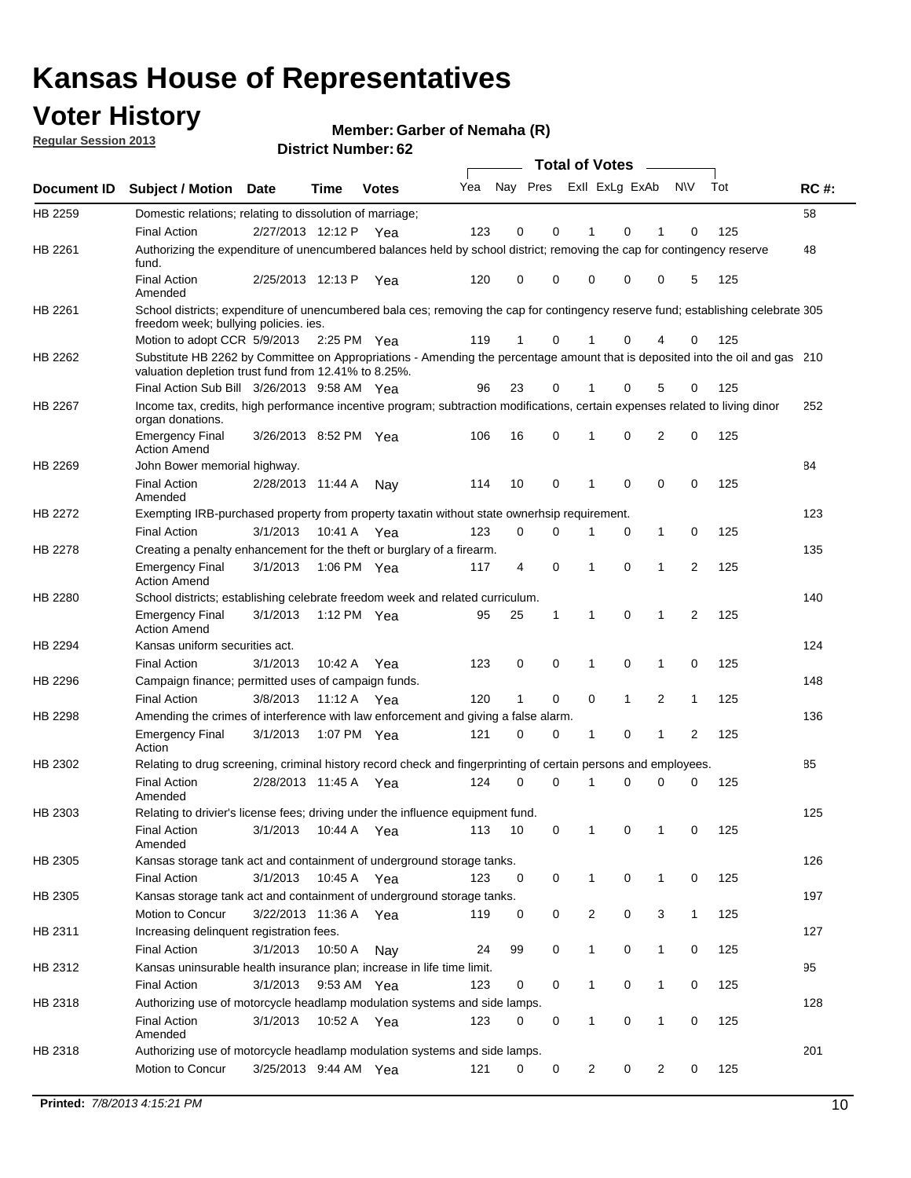# Kansas House of Representatives

## Voter History

**Regular Session 2013**

**Member: Garber of Nemaha (R)**

**District Number: 62**

| Document ID | Subject / Motion | Date | Time | Votes | Yea | Nay | Pres | ExII | ExLg | ExAb | N\V | Tot | RC #: |
|---|---|---|---|---|---|---|---|---|---|---|---|---|---|
| HB 2259 | Domestic relations; relating to dissolution of marriage; | | | | | | | | | | | | 58 |
| | Final Action | 2/27/2013 | 12:12 P | Yea | 123 | 0 | 0 | 1 | 0 | 1 | 0 | 125 | |
| HB 2261 | Authorizing the expenditure of unencumbered balances held by school district; removing the cap for contingency reserve fund. | | | | | | | | | | | | 48 |
| | Final Action Amended | 2/25/2013 | 12:13 P | Yea | 120 | 0 | 0 | 0 | 0 | 0 | 5 | 125 | |
| HB 2261 | School districts; expenditure of unencumbered bala ces; removing the cap for contingency reserve fund; establishing celebrate freedom week; bullying policies. ies. | | | | | | | | | | | | 305 |
| | Motion to adopt CCR | 5/9/2013 | 2:25 PM | Yea | 119 | 1 | 0 | 1 | 0 | 4 | 0 | 125 | |
| HB 2262 | Substitute HB 2262 by Committee on Appropriations - Amending the percentage amount that is deposited into the oil and gas valuation depletion trust fund from 12.41% to 8.25%. | | | | | | | | | | | | 210 |
| | Final Action Sub Bill | 3/26/2013 | 9:58 AM | Yea | 96 | 23 | 0 | 1 | 0 | 5 | 0 | 125 | |
| HB 2267 | Income tax, credits, high performance incentive program; subtraction modifications, certain expenses related to living dinor organ donations. | | | | | | | | | | | | 252 |
| | Emergency Final Action Amend | 3/26/2013 | 8:52 PM | Yea | 106 | 16 | 0 | 1 | 0 | 2 | 0 | 125 | |
| HB 2269 | John Bower memorial highway. | | | | | | | | | | | | 84 |
| | Final Action Amended | 2/28/2013 | 11:44 A | Nay | 114 | 10 | 0 | 1 | 0 | 0 | 0 | 125 | |
| HB 2272 | Exempting IRB-purchased property from property taxatin without state ownerhsip requirement. | | | | | | | | | | | | 123 |
| | Final Action | 3/1/2013 | 10:41 A | Yea | 123 | 0 | 0 | 1 | 0 | 1 | 0 | 125 | |
| HB 2278 | Creating a penalty enhancement for the theft or burglary of a firearm. | | | | | | | | | | | | 135 |
| | Emergency Final Action Amend | 3/1/2013 | 1:06 PM | Yea | 117 | 4 | 0 | 1 | 0 | 1 | 2 | 125 | |
| HB 2280 | School districts; establishing celebrate freedom week and related curriculum. | | | | | | | | | | | | 140 |
| | Emergency Final Action Amend | 3/1/2013 | 1:12 PM | Yea | 95 | 25 | 1 | 1 | 0 | 1 | 2 | 125 | |
| HB 2294 | Kansas uniform securities act. | | | | | | | | | | | | 124 |
| | Final Action | 3/1/2013 | 10:42 A | Yea | 123 | 0 | 0 | 1 | 0 | 1 | 0 | 125 | |
| HB 2296 | Campaign finance; permitted uses of campaign funds. | | | | | | | | | | | | 148 |
| | Final Action | 3/8/2013 | 11:12 A | Yea | 120 | 1 | 0 | 0 | 1 | 2 | 1 | 125 | |
| HB 2298 | Amending the crimes of interference with law enforcement and giving a false alarm. | | | | | | | | | | | | 136 |
| | Emergency Final Action | 3/1/2013 | 1:07 PM | Yea | 121 | 0 | 0 | 1 | 0 | 1 | 2 | 125 | |
| HB 2302 | Relating to drug screening, criminal history record check and fingerprinting of certain persons and employees. | | | | | | | | | | | | 85 |
| | Final Action Amended | 2/28/2013 | 11:45 A | Yea | 124 | 0 | 0 | 1 | 0 | 0 | 0 | 125 | |
| HB 2303 | Relating to drivier's license fees; driving under the influence equipment fund. | | | | | | | | | | | | 125 |
| | Final Action Amended | 3/1/2013 | 10:44 A | Yea | 113 | 10 | 0 | 1 | 0 | 1 | 0 | 125 | |
| HB 2305 | Kansas storage tank act and containment of underground storage tanks. | | | | | | | | | | | | 126 |
| | Final Action | 3/1/2013 | 10:45 A | Yea | 123 | 0 | 0 | 1 | 0 | 1 | 0 | 125 | |
| HB 2305 | Kansas storage tank act and containment of underground storage tanks. | | | | | | | | | | | | 197 |
| | Motion to Concur | 3/22/2013 | 11:36 A | Yea | 119 | 0 | 0 | 2 | 0 | 3 | 1 | 125 | |
| HB 2311 | Increasing delinquent registration fees. | | | | | | | | | | | | 127 |
| | Final Action | 3/1/2013 | 10:50 A | Nay | 24 | 99 | 0 | 1 | 0 | 1 | 0 | 125 | |
| HB 2312 | Kansas uninsurable health insurance plan; increase in life time limit. | | | | | | | | | | | | 95 |
| | Final Action | 3/1/2013 | 9:53 AM | Yea | 123 | 0 | 0 | 1 | 0 | 1 | 0 | 125 | |
| HB 2318 | Authorizing use of motorcycle headlamp modulation systems and side lamps. | | | | | | | | | | | | 128 |
| | Final Action Amended | 3/1/2013 | 10:52 A | Yea | 123 | 0 | 0 | 1 | 0 | 1 | 0 | 125 | |
| HB 2318 | Authorizing use of motorcycle headlamp modulation systems and side lamps. | | | | | | | | | | | | 201 |
| | Motion to Concur | 3/25/2013 | 9:44 AM | Yea | 121 | 0 | 0 | 2 | 0 | 2 | 0 | 125 | |

**Printed:** *7/8/2013 4:15:21 PM*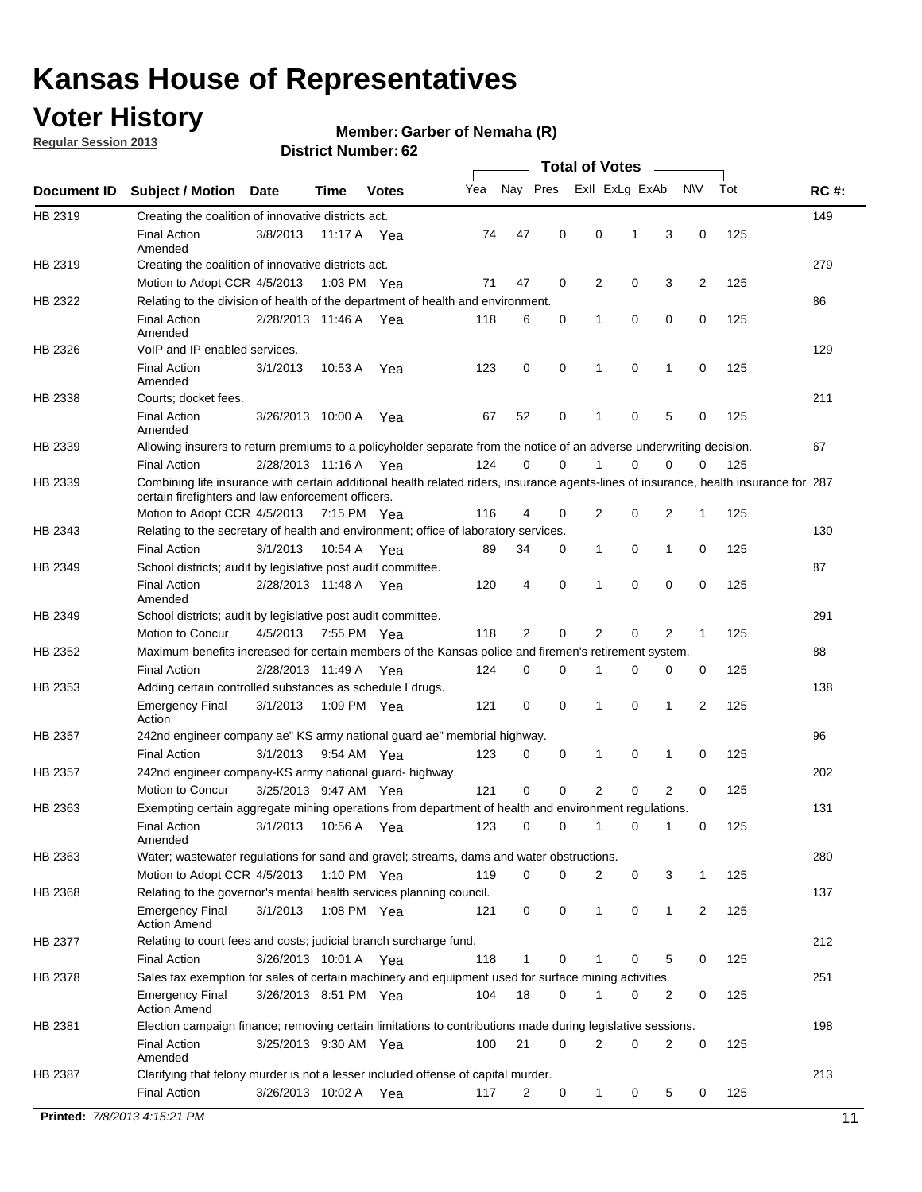# Kansas House of Representatives

## Voter History

**Regular Session 2013**

**Member: Garber of Nemaha (R)**

**District Number: 62**

| Document ID | Subject / Motion | Date | Time | Votes | Yea | Nay | Pres | ExII | ExLg | ExAb | N\V | Tot | RC #: |
|---|---|---|---|---|---|---|---|---|---|---|---|---|---|
| HB 2319 | Creating the coalition of innovative districts act. | | | | | | | | | | | | 149 |
| | Final Action Amended | 3/8/2013 | 11:17 A | Yea | 74 | 47 | 0 | 0 | 1 | 3 | 0 | 125 | |
| HB 2319 | Creating the coalition of innovative districts act. | | | | | | | | | | | | 279 |
| | Motion to Adopt CCR | 4/5/2013 | 1:03 PM | Yea | 71 | 47 | 0 | 2 | 0 | 3 | 2 | 125 | |
| HB 2322 | Relating to the division of health of the department of health and environment. | | | | | | | | | | | | 86 |
| | Final Action Amended | 2/28/2013 | 11:46 A | Yea | 118 | 6 | 0 | 1 | 0 | 0 | 0 | 125 | |
| HB 2326 | VoIP and IP enabled services. | | | | | | | | | | | | 129 |
| | Final Action Amended | 3/1/2013 | 10:53 A | Yea | 123 | 0 | 0 | 1 | 0 | 1 | 0 | 125 | |
| HB 2338 | Courts; docket fees. | | | | | | | | | | | | 211 |
| | Final Action Amended | 3/26/2013 | 10:00 A | Yea | 67 | 52 | 0 | 1 | 0 | 5 | 0 | 125 | |
| HB 2339 | Allowing insurers to return premiums to a policyholder separate from the notice of an adverse underwriting decision. | | | | | | | | | | | | 67 |
| | Final Action | 2/28/2013 | 11:16 A | Yea | 124 | 0 | 0 | 1 | 0 | 0 | 0 | 125 | |
| HB 2339 | Combining life insurance with certain additional health related riders, insurance agents-lines of insurance, health insurance for certain firefighters and law enforcement officers. | | | | | | | | | | | | 287 |
| | Motion to Adopt CCR | 4/5/2013 | 7:15 PM | Yea | 116 | 4 | 0 | 2 | 0 | 2 | 1 | 125 | |
| HB 2343 | Relating to the secretary of health and environment; office of laboratory services. | | | | | | | | | | | | 130 |
| | Final Action | 3/1/2013 | 10:54 A | Yea | 89 | 34 | 0 | 1 | 0 | 1 | 0 | 125 | |
| HB 2349 | School districts; audit by legislative post audit committee. | | | | | | | | | | | | 87 |
| | Final Action Amended | 2/28/2013 | 11:48 A | Yea | 120 | 4 | 0 | 1 | 0 | 0 | 0 | 125 | |
| HB 2349 | School districts; audit by legislative post audit committee. | | | | | | | | | | | | 291 |
| | Motion to Concur | 4/5/2013 | 7:55 PM | Yea | 118 | 2 | 0 | 2 | 0 | 2 | 1 | 125 | |
| HB 2352 | Maximum benefits increased for certain members of the Kansas police and firemen's retirement system. | | | | | | | | | | | | 88 |
| | Final Action | 2/28/2013 | 11:49 A | Yea | 124 | 0 | 0 | 1 | 0 | 0 | 0 | 125 | |
| HB 2353 | Adding certain controlled substances as schedule I drugs. | | | | | | | | | | | | 138 |
| | Emergency Final Action | 3/1/2013 | 1:09 PM | Yea | 121 | 0 | 0 | 1 | 0 | 1 | 2 | 125 | |
| HB 2357 | 242nd engineer company ae" KS army national guard ae" membrial highway. | | | | | | | | | | | | 96 |
| | Final Action | 3/1/2013 | 9:54 AM | Yea | 123 | 0 | 0 | 1 | 0 | 1 | 0 | 125 | |
| HB 2357 | 242nd engineer company-KS army national guard- highway. | | | | | | | | | | | | 202 |
| | Motion to Concur | 3/25/2013 | 9:47 AM | Yea | 121 | 0 | 0 | 2 | 0 | 2 | 0 | 125 | |
| HB 2363 | Exempting certain aggregate mining operations from department of health and environment regulations. | | | | | | | | | | | | 131 |
| | Final Action Amended | 3/1/2013 | 10:56 A | Yea | 123 | 0 | 0 | 1 | 0 | 1 | 0 | 125 | |
| HB 2363 | Water; wastewater regulations for sand and gravel; streams, dams and water obstructions. | | | | | | | | | | | | 280 |
| | Motion to Adopt CCR | 4/5/2013 | 1:10 PM | Yea | 119 | 0 | 0 | 2 | 0 | 3 | 1 | 125 | |
| HB 2368 | Relating to the governor's mental health services planning council. | | | | | | | | | | | | 137 |
| | Emergency Final Action Amend | 3/1/2013 | 1:08 PM | Yea | 121 | 0 | 0 | 1 | 0 | 1 | 2 | 125 | |
| HB 2377 | Relating to court fees and costs; judicial branch surcharge fund. | | | | | | | | | | | | 212 |
| | Final Action | 3/26/2013 | 10:01 A | Yea | 118 | 1 | 0 | 1 | 0 | 5 | 0 | 125 | |
| HB 2378 | Sales tax exemption for sales of certain machinery and equipment used for surface mining activities. | | | | | | | | | | | | 251 |
| | Emergency Final Action Amend | 3/26/2013 | 8:51 PM | Yea | 104 | 18 | 0 | 1 | 0 | 2 | 0 | 125 | |
| HB 2381 | Election campaign finance; removing certain limitations to contributions made during legislative sessions. | | | | | | | | | | | | 198 |
| | Final Action Amended | 3/25/2013 | 9:30 AM | Yea | 100 | 21 | 0 | 2 | 0 | 2 | 0 | 125 | |
| HB 2387 | Clarifying that felony murder is not a lesser included offense of capital murder. | | | | | | | | | | | | 213 |
| | Final Action | 3/26/2013 | 10:02 A | Yea | 117 | 2 | 0 | 1 | 0 | 5 | 0 | 125 | |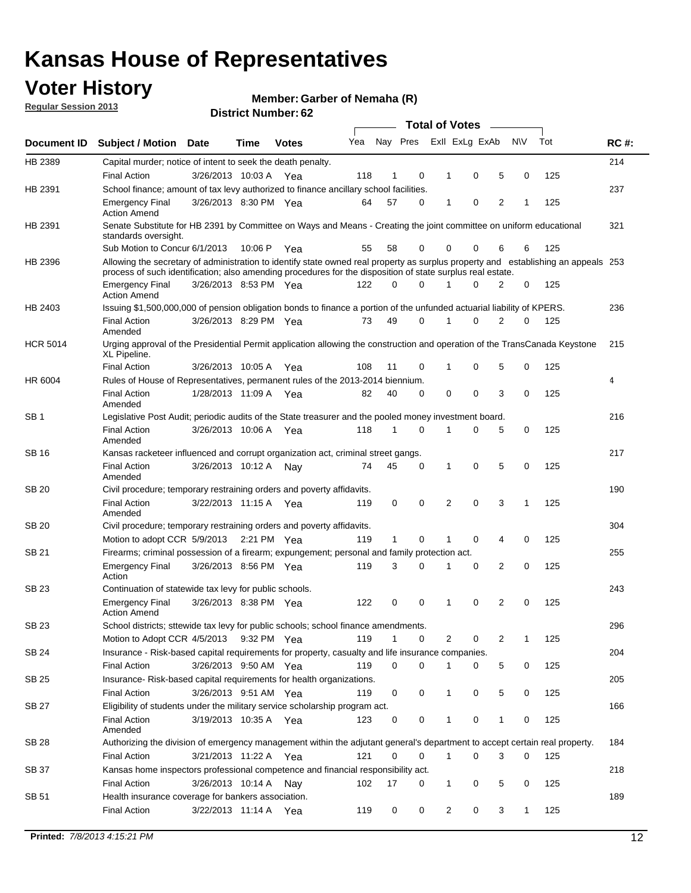# Kansas House of Representatives

## Voter History

**Regular Session 2013**

**Member: Garber of Nemaha (R)**

**District Number: 62**

| Document ID | Subject / Motion | Date | Time | Votes | Yea | Nay | Pres | ExII | ExLg | ExAb | N\V | Tot | RC #: |
|---|---|---|---|---|---|---|---|---|---|---|---|---|---|
| HB 2389 | Capital murder; notice of intent to seek the death penalty. | | | | | | | | | | | | 214 |
| | Final Action | 3/26/2013 | 10:03 A | Yea | 118 | 1 | 0 | 1 | 0 | 5 | 0 | 125 | |
| HB 2391 | School finance; amount of tax levy authorized to finance ancillary school facilities. | | | | | | | | | | | | 237 |
| | Emergency Final Action Amend | 3/26/2013 | 8:30 PM | Yea | 64 | 57 | 0 | 1 | 0 | 2 | 1 | 125 | |
| HB 2391 | Senate Substitute for HB 2391 by Committee on Ways and Means - Creating the joint committee on uniform educational standards oversight. | | | | | | | | | | | | 321 |
| | Sub Motion to Concur | 6/1/2013 | 10:06 P | Yea | 55 | 58 | 0 | 0 | 0 | 6 | 6 | 125 | |
| HB 2396 | Allowing the secretary of administration to identify state owned real property as surplus property and establishing an appeals process of such identification; also amending procedures for the disposition of state surplus real estate. | | | | | | | | | | | | 253 |
| | Emergency Final Action Amend | 3/26/2013 | 8:53 PM | Yea | 122 | 0 | 0 | 1 | 0 | 2 | 0 | 125 | |
| HB 2403 | Issuing $1,500,000,000 of pension obligation bonds to finance a portion of the unfunded actuarial liability of KPERS. | | | | | | | | | | | | 236 |
| | Final Action Amended | 3/26/2013 | 8:29 PM | Yea | 73 | 49 | 0 | 1 | 0 | 2 | 0 | 125 | |
| HCR 5014 | Urging approval of the Presidential Permit application allowing the construction and operation of the TransCanada Keystone XL Pipeline. | | | | | | | | | | | | 215 |
| | Final Action | 3/26/2013 | 10:05 A | Yea | 108 | 11 | 0 | 1 | 0 | 5 | 0 | 125 | |
| HR 6004 | Rules of House of Representatives, permanent rules of the 2013-2014 biennium. | | | | | | | | | | | | 4 |
| | Final Action Amended | 1/28/2013 | 11:09 A | Yea | 82 | 40 | 0 | 0 | 0 | 3 | 0 | 125 | |
| SB 1 | Legislative Post Audit; periodic audits of the State treasurer and the pooled money investment board. | | | | | | | | | | | | 216 |
| | Final Action Amended | 3/26/2013 | 10:06 A | Yea | 118 | 1 | 0 | 1 | 0 | 5 | 0 | 125 | |
| SB 16 | Kansas racketeer influenced and corrupt organization act, criminal street gangs. | | | | | | | | | | | | 217 |
| | Final Action Amended | 3/26/2013 | 10:12 A | Nay | 74 | 45 | 0 | 1 | 0 | 5 | 0 | 125 | |
| SB 20 | Civil procedure; temporary restraining orders and poverty affidavits. | | | | | | | | | | | | 190 |
| | Final Action Amended | 3/22/2013 | 11:15 A | Yea | 119 | 0 | 0 | 2 | 0 | 3 | 1 | 125 | |
| SB 20 | Civil procedure; temporary restraining orders and poverty affidavits. | | | | | | | | | | | | 304 |
| | Motion to adopt CCR | 5/9/2013 | 2:21 PM | Yea | 119 | 1 | 0 | 1 | 0 | 4 | 0 | 125 | |
| SB 21 | Firearms; criminal possession of a firearm; expungement; personal and family protection act. | | | | | | | | | | | | 255 |
| | Emergency Final Action | 3/26/2013 | 8:56 PM | Yea | 119 | 3 | 0 | 1 | 0 | 2 | 0 | 125 | |
| SB 23 | Continuation of statewide tax levy for public schools. | | | | | | | | | | | | 243 |
| | Emergency Final Action Amend | 3/26/2013 | 8:38 PM | Yea | 122 | 0 | 0 | 1 | 0 | 2 | 0 | 125 | |
| SB 23 | School districts; sttewide tax levy for public schools; school finance amendments. | | | | | | | | | | | | 296 |
| | Motion to Adopt CCR | 4/5/2013 | 9:32 PM | Yea | 119 | 1 | 0 | 2 | 0 | 2 | 1 | 125 | |
| SB 24 | Insurance - Risk-based capital requirements for property, casualty and life insurance companies. | | | | | | | | | | | | 204 |
| | Final Action | 3/26/2013 | 9:50 AM | Yea | 119 | 0 | 0 | 1 | 0 | 5 | 0 | 125 | |
| SB 25 | Insurance- Risk-based capital requirements for health organizations. | | | | | | | | | | | | 205 |
| | Final Action | 3/26/2013 | 9:51 AM | Yea | 119 | 0 | 0 | 1 | 0 | 5 | 0 | 125 | |
| SB 27 | Eligibility of students under the military service scholarship program act. | | | | | | | | | | | | 166 |
| | Final Action Amended | 3/19/2013 | 10:35 A | Yea | 123 | 0 | 0 | 1 | 0 | 1 | 0 | 125 | |
| SB 28 | Authorizing the division of emergency management within the adjutant general's department to accept certain real property. | | | | | | | | | | | | 184 |
| | Final Action | 3/21/2013 | 11:22 A | Yea | 121 | 0 | 0 | 1 | 0 | 3 | 0 | 125 | |
| SB 37 | Kansas home inspectors professional competence and financial responsibility act. | | | | | | | | | | | | 218 |
| | Final Action | 3/26/2013 | 10:14 A | Nay | 102 | 17 | 0 | 1 | 0 | 5 | 0 | 125 | |
| SB 51 | Health insurance coverage for bankers association. | | | | | | | | | | | | 189 |
| | Final Action | 3/22/2013 | 11:14 A | Yea | 119 | 0 | 0 | 2 | 0 | 3 | 1 | 125 | |

**Printed:** *7/8/2013 4:15:21 PM*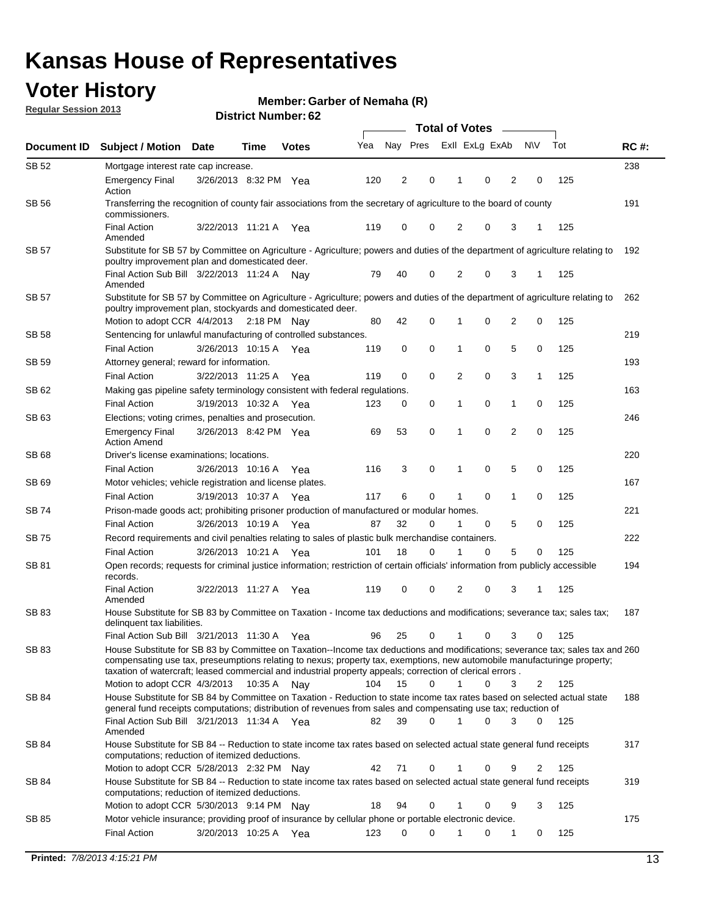# Kansas House of Representatives

## Voter History

**Regular Session 2013**

**Member: Garber of Nemaha (R)**

**District Number: 62**

| Document ID | Subject / Motion | Date | Time | Votes | Yea | Nay | Pres | ExII | ExLg | ExAb | N\V | Tot | RC #: |
|---|---|---|---|---|---|---|---|---|---|---|---|---|---|
| SB 52 | Mortgage interest rate cap increase. | | | | | | | | | | | | 238 |
| | Emergency Final Action | 3/26/2013 | 8:32 PM | Yea | 120 | 2 | 0 | 1 | 0 | 2 | 0 | 125 | |
| SB 56 | Transferring the recognition of county fair associations from the secretary of agriculture to the board of county commissioners. | | | | | | | | | | | | 191 |
| | Final Action Amended | 3/22/2013 | 11:21 A | Yea | 119 | 0 | 0 | 2 | 0 | 3 | 1 | 125 | |
| SB 57 | Substitute for SB 57 by Committee on Agriculture - Agriculture; powers and duties of the department of agriculture relating to poultry improvement plan and domesticated deer. | | | | | | | | | | | | 192 |
| | Final Action Sub Bill Amended | 3/22/2013 | 11:24 A | Nay | 79 | 40 | 0 | 2 | 0 | 3 | 1 | 125 | |
| SB 57 | Substitute for SB 57 by Committee on Agriculture - Agriculture; powers and duties of the department of agriculture relating to poultry improvement plan, stockyards and domesticated deer. | | | | | | | | | | | | 262 |
| | Motion to adopt CCR | 4/4/2013 | 2:18 PM | Nay | 80 | 42 | 0 | 1 | 0 | 2 | 0 | 125 | |
| SB 58 | Sentencing for unlawful manufacturing of controlled substances. | | | | | | | | | | | | 219 |
| | Final Action | 3/26/2013 | 10:15 A | Yea | 119 | 0 | 0 | 1 | 0 | 5 | 0 | 125 | |
| SB 59 | Attorney general; reward for information. | | | | | | | | | | | | 193 |
| | Final Action | 3/22/2013 | 11:25 A | Yea | 119 | 0 | 0 | 2 | 0 | 3 | 1 | 125 | |
| SB 62 | Making gas pipeline safety terminology consistent with federal regulations. | | | | | | | | | | | | 163 |
| | Final Action | 3/19/2013 | 10:32 A | Yea | 123 | 0 | 0 | 1 | 0 | 1 | 0 | 125 | |
| SB 63 | Elections; voting crimes, penalties and prosecution. | | | | | | | | | | | | 246 |
| | Emergency Final Action Amend | 3/26/2013 | 8:42 PM | Yea | 69 | 53 | 0 | 1 | 0 | 2 | 0 | 125 | |
| SB 68 | Driver's license examinations; locations. | | | | | | | | | | | | 220 |
| | Final Action | 3/26/2013 | 10:16 A | Yea | 116 | 3 | 0 | 1 | 0 | 5 | 0 | 125 | |
| SB 69 | Motor vehicles; vehicle registration and license plates. | | | | | | | | | | | | 167 |
| | Final Action | 3/19/2013 | 10:37 A | Yea | 117 | 6 | 0 | 1 | 0 | 1 | 0 | 125 | |
| SB 74 | Prison-made goods act; prohibiting prisoner production of manufactured or modular homes. | | | | | | | | | | | | 221 |
| | Final Action | 3/26/2013 | 10:19 A | Yea | 87 | 32 | 0 | 1 | 0 | 5 | 0 | 125 | |
| SB 75 | Record requirements and civil penalties relating to sales of plastic bulk merchandise containers. | | | | | | | | | | | | 222 |
| | Final Action | 3/26/2013 | 10:21 A | Yea | 101 | 18 | 0 | 1 | 0 | 5 | 0 | 125 | |
| SB 81 | Open records; requests for criminal justice information; restriction of certain officials' information from publicly accessible records. | | | | | | | | | | | | 194 |
| | Final Action Amended | 3/22/2013 | 11:27 A | Yea | 119 | 0 | 0 | 2 | 0 | 3 | 1 | 125 | |
| SB 83 | House Substitute for SB 83 by Committee on Taxation - Income tax deductions and modifications; severance tax; sales tax; delinquent tax liabilities. | | | | | | | | | | | | 187 |
| | Final Action Sub Bill | 3/21/2013 | 11:30 A | Yea | 96 | 25 | 0 | 1 | 0 | 3 | 0 | 125 | |
| SB 83 | House Substitute for SB 83 by Committee on Taxation--Income tax deductions and modifications; severance tax; sales tax and compensating use tax, preseumptions relating to nexus; property tax, exemptions, new automobile manufacturinge property; taxation of watercraft; leased commercial and industrial property appeals; correction of clerical errors . | | | | | | | | | | | | 260 |
| | Motion to adopt CCR | 4/3/2013 | 10:35 A | Nay | 104 | 15 | 0 | 1 | 0 | 3 | 2 | 125 | |
| SB 84 | House Substitute for SB 84 by Committee on Taxation - Reduction to state income tax rates based on selected actual state general fund receipts computations; distribution of revenues from sales and compensating use tax; reduction of | | | | | | | | | | | | 188 |
| | Final Action Sub Bill Amended | 3/21/2013 | 11:34 A | Yea | 82 | 39 | 0 | 1 | 0 | 3 | 0 | 125 | |
| SB 84 | House Substitute for SB 84 -- Reduction to state income tax rates based on selected actual state general fund receipts computations; reduction of itemized deductions. | | | | | | | | | | | | 317 |
| | Motion to adopt CCR | 5/28/2013 | 2:32 PM | Nay | 42 | 71 | 0 | 1 | 0 | 9 | 2 | 125 | |
| SB 84 | House Substitute for SB 84 -- Reduction to state income tax rates based on selected actual state general fund receipts computations; reduction of itemized deductions. | | | | | | | | | | | | 319 |
| | Motion to adopt CCR | 5/30/2013 | 9:14 PM | Nay | 18 | 94 | 0 | 1 | 0 | 9 | 3 | 125 | |
| SB 85 | Motor vehicle insurance; providing proof of insurance by cellular phone or portable electronic device. | | | | | | | | | | | | 175 |
| | Final Action | 3/20/2013 | 10:25 A | Yea | 123 | 0 | 0 | 1 | 0 | 1 | 0 | 125 | |

**Printed:** *7/8/2013 4:15:21 PM*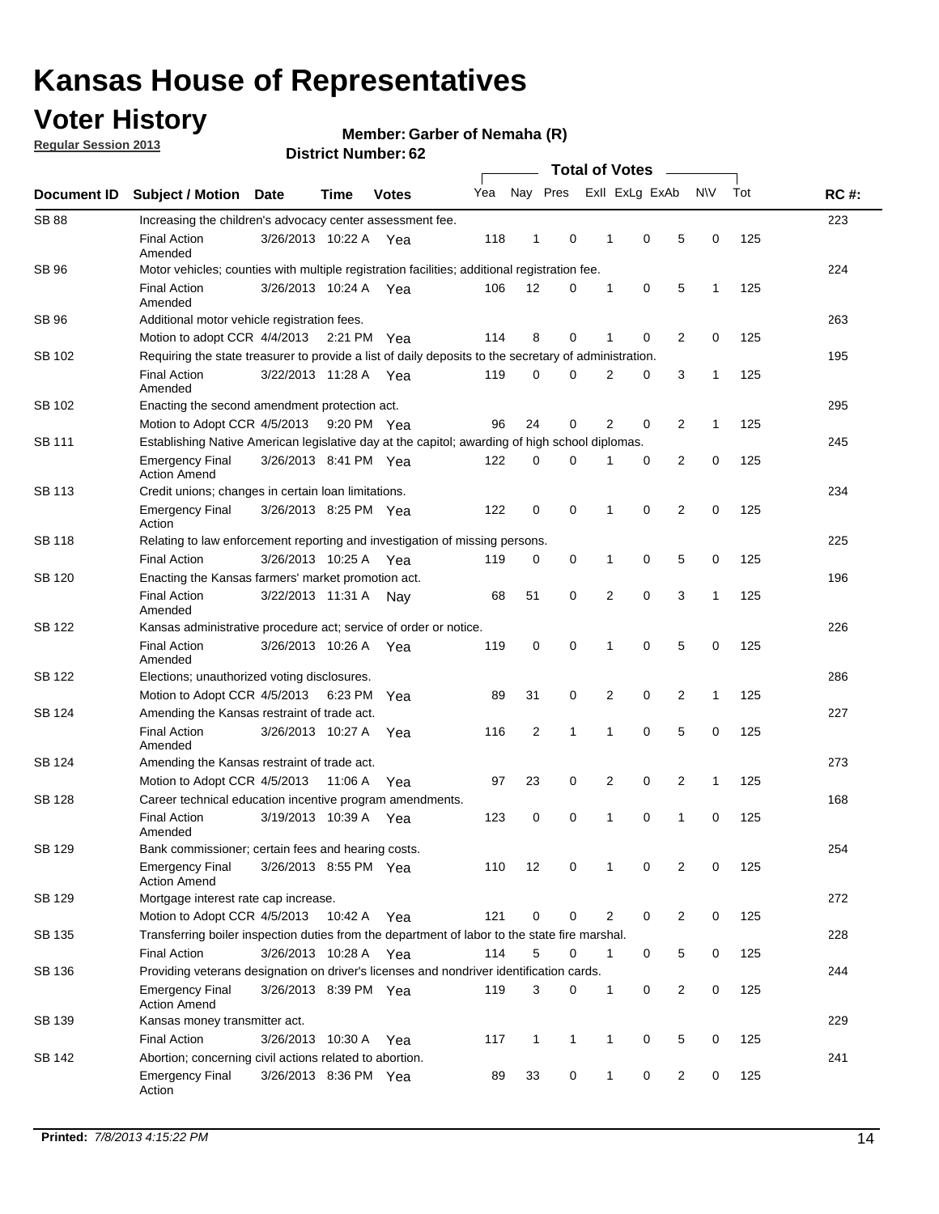# Kansas House of Representatives

## Voter History

**Regular Session 2013**

**Member: Garber of Nemaha (R)**

**District Number: 62**

| Document ID | Subject / Motion | Date | Time | Votes | Yea | Nay | Pres | ExII | ExLg | ExAb | N\V | Tot | RC #: |
|---|---|---|---|---|---|---|---|---|---|---|---|---|---|
| SB 88 | Increasing the children's advocacy center assessment fee. | | | | | | | | | | | | 223 |
| | Final Action Amended | 3/26/2013 | 10:22 A | Yea | 118 | 1 | 0 | 1 | 0 | 5 | 0 | 125 | |
| SB 96 | Motor vehicles; counties with multiple registration facilities; additional registration fee. | | | | | | | | | | | | 224 |
| | Final Action Amended | 3/26/2013 | 10:24 A | Yea | 106 | 12 | 0 | 1 | 0 | 5 | 1 | 125 | |
| SB 96 | Additional motor vehicle registration fees. | | | | | | | | | | | | 263 |
| | Motion to adopt CCR | 4/4/2013 | 2:21 PM | Yea | 114 | 8 | 0 | 1 | 0 | 2 | 0 | 125 | |
| SB 102 | Requiring the state treasurer to provide a list of daily deposits to the secretary of administration. | | | | | | | | | | | | 195 |
| | Final Action Amended | 3/22/2013 | 11:28 A | Yea | 119 | 0 | 0 | 2 | 0 | 3 | 1 | 125 | |
| SB 102 | Enacting the second amendment protection act. | | | | | | | | | | | | 295 |
| | Motion to Adopt CCR | 4/5/2013 | 9:20 PM | Yea | 96 | 24 | 0 | 2 | 0 | 2 | 1 | 125 | |
| SB 111 | Establishing Native American legislative day at the capitol; awarding of high school diplomas. | | | | | | | | | | | | 245 |
| | Emergency Final Action Amend | 3/26/2013 | 8:41 PM | Yea | 122 | 0 | 0 | 1 | 0 | 2 | 0 | 125 | |
| SB 113 | Credit unions; changes in certain loan limitations. | | | | | | | | | | | | 234 |
| | Emergency Final Action | 3/26/2013 | 8:25 PM | Yea | 122 | 0 | 0 | 1 | 0 | 2 | 0 | 125 | |
| SB 118 | Relating to law enforcement reporting and investigation of missing persons. | | | | | | | | | | | | 225 |
| | Final Action | 3/26/2013 | 10:25 A | Yea | 119 | 0 | 0 | 1 | 0 | 5 | 0 | 125 | |
| SB 120 | Enacting the Kansas farmers' market promotion act. | | | | | | | | | | | | 196 |
| | Final Action Amended | 3/22/2013 | 11:31 A | Nay | 68 | 51 | 0 | 2 | 0 | 3 | 1 | 125 | |
| SB 122 | Kansas administrative procedure act; service of order or notice. | | | | | | | | | | | | 226 |
| | Final Action Amended | 3/26/2013 | 10:26 A | Yea | 119 | 0 | 0 | 1 | 0 | 5 | 0 | 125 | |
| SB 122 | Elections; unauthorized voting disclosures. | | | | | | | | | | | | 286 |
| | Motion to Adopt CCR | 4/5/2013 | 6:23 PM | Yea | 89 | 31 | 0 | 2 | 0 | 2 | 1 | 125 | |
| SB 124 | Amending the Kansas restraint of trade act. | | | | | | | | | | | | 227 |
| | Final Action Amended | 3/26/2013 | 10:27 A | Yea | 116 | 2 | 1 | 1 | 0 | 5 | 0 | 125 | |
| SB 124 | Amending the Kansas restraint of trade act. | | | | | | | | | | | | 273 |
| | Motion to Adopt CCR | 4/5/2013 | 11:06 A | Yea | 97 | 23 | 0 | 2 | 0 | 2 | 1 | 125 | |
| SB 128 | Career technical education incentive program amendments. | | | | | | | | | | | | 168 |
| | Final Action Amended | 3/19/2013 | 10:39 A | Yea | 123 | 0 | 0 | 1 | 0 | 1 | 0 | 125 | |
| SB 129 | Bank commissioner; certain fees and hearing costs. | | | | | | | | | | | | 254 |
| | Emergency Final Action Amend | 3/26/2013 | 8:55 PM | Yea | 110 | 12 | 0 | 1 | 0 | 2 | 0 | 125 | |
| SB 129 | Mortgage interest rate cap increase. | | | | | | | | | | | | 272 |
| | Motion to Adopt CCR | 4/5/2013 | 10:42 A | Yea | 121 | 0 | 0 | 2 | 0 | 2 | 0 | 125 | |
| SB 135 | Transferring boiler inspection duties from the department of labor to the state fire marshal. | | | | | | | | | | | | 228 |
| | Final Action | 3/26/2013 | 10:28 A | Yea | 114 | 5 | 0 | 1 | 0 | 5 | 0 | 125 | |
| SB 136 | Providing veterans designation on driver's licenses and nondriver identification cards. | | | | | | | | | | | | 244 |
| | Emergency Final Action Amend | 3/26/2013 | 8:39 PM | Yea | 119 | 3 | 0 | 1 | 0 | 2 | 0 | 125 | |
| SB 139 | Kansas money transmitter act. | | | | | | | | | | | | 229 |
| | Final Action | 3/26/2013 | 10:30 A | Yea | 117 | 1 | 1 | 1 | 0 | 5 | 0 | 125 | |
| SB 142 | Abortion; concerning civil actions related to abortion. | | | | | | | | | | | | 241 |
| | Emergency Final Action | 3/26/2013 | 8:36 PM | Yea | 89 | 33 | 0 | 1 | 0 | 2 | 0 | 125 | |

**Printed:** *7/8/2013 4:15:22 PM*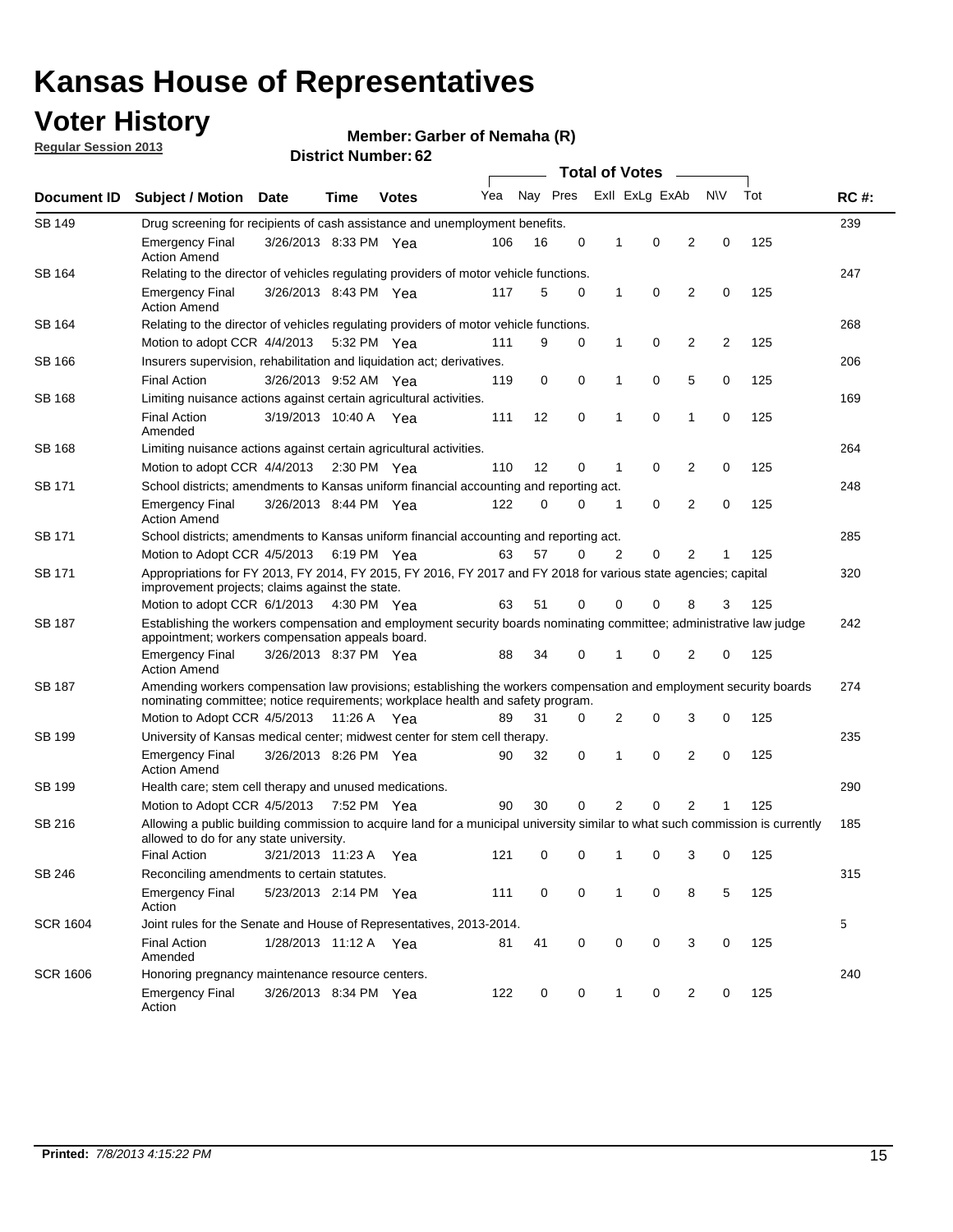# Kansas House of Representatives

## Voter History

**Regular Session 2013**

**Member: Garber of Nemaha (R)**

**District Number: 62**

| Document ID | Subject / Motion | Date | Time | Votes | Yea | Nay | Pres | ExII | ExLg | ExAb | N\V | Tot | RC #: |
|---|---|---|---|---|---|---|---|---|---|---|---|---|---|
| SB 149 | Drug screening for recipients of cash assistance and unemployment benefits. | | | | | | | | | | | | 239 |
| | Emergency Final Action Amend | 3/26/2013 | 8:33 PM | Yea | 106 | 16 | 0 | 1 | 0 | 2 | 0 | 125 | |
| SB 164 | Relating to the director of vehicles regulating providers of motor vehicle functions. | | | | | | | | | | | | 247 |
| | Emergency Final Action Amend | 3/26/2013 | 8:43 PM | Yea | 117 | 5 | 0 | 1 | 0 | 2 | 0 | 125 | |
| SB 164 | Relating to the director of vehicles regulating providers of motor vehicle functions. | | | | | | | | | | | | 268 |
| | Motion to adopt CCR | 4/4/2013 | 5:32 PM | Yea | 111 | 9 | 0 | 1 | 0 | 2 | 2 | 125 | |
| SB 166 | Insurers supervision, rehabilitation and liquidation act; derivatives. | | | | | | | | | | | | 206 |
| | Final Action | 3/26/2013 | 9:52 AM | Yea | 119 | 0 | 0 | 1 | 0 | 5 | 0 | 125 | |
| SB 168 | Limiting nuisance actions against certain agricultural activities. | | | | | | | | | | | | 169 |
| | Final Action Amended | 3/19/2013 | 10:40 A | Yea | 111 | 12 | 0 | 1 | 0 | 1 | 0 | 125 | |
| SB 168 | Limiting nuisance actions against certain agricultural activities. | | | | | | | | | | | | 264 |
| | Motion to adopt CCR | 4/4/2013 | 2:30 PM | Yea | 110 | 12 | 0 | 1 | 0 | 2 | 0 | 125 | |
| SB 171 | School districts; amendments to Kansas uniform financial accounting and reporting act. | | | | | | | | | | | | 248 |
| | Emergency Final Action Amend | 3/26/2013 | 8:44 PM | Yea | 122 | 0 | 0 | 1 | 0 | 2 | 0 | 125 | |
| SB 171 | School districts; amendments to Kansas uniform financial accounting and reporting act. | | | | | | | | | | | | 285 |
| | Motion to Adopt CCR | 4/5/2013 | 6:19 PM | Yea | 63 | 57 | 0 | 2 | 0 | 2 | 1 | 125 | |
| SB 171 | Appropriations for FY 2013, FY 2014, FY 2015, FY 2016, FY 2017 and FY 2018 for various state agencies; capital improvement projects; claims against the state. | | | | | | | | | | | | 320 |
| | Motion to adopt CCR | 6/1/2013 | 4:30 PM | Yea | 63 | 51 | 0 | 0 | 0 | 8 | 3 | 125 | |
| SB 187 | Establishing the workers compensation and employment security boards nominating committee; administrative law judge appointment; workers compensation appeals board. | | | | | | | | | | | | 242 |
| | Emergency Final Action Amend | 3/26/2013 | 8:37 PM | Yea | 88 | 34 | 0 | 1 | 0 | 2 | 0 | 125 | |
| SB 187 | Amending workers compensation law provisions; establishing the workers compensation and employment security boards nominating committee; notice requirements; workplace health and safety program. | | | | | | | | | | | | 274 |
| | Motion to Adopt CCR | 4/5/2013 | 11:26 A | Yea | 89 | 31 | 0 | 2 | 0 | 3 | 0 | 125 | |
| SB 199 | University of Kansas medical center; midwest center for stem cell therapy. | | | | | | | | | | | | 235 |
| | Emergency Final Action Amend | 3/26/2013 | 8:26 PM | Yea | 90 | 32 | 0 | 1 | 0 | 2 | 0 | 125 | |
| SB 199 | Health care; stem cell therapy and unused medications. | | | | | | | | | | | | 290 |
| | Motion to Adopt CCR | 4/5/2013 | 7:52 PM | Yea | 90 | 30 | 0 | 2 | 0 | 2 | 1 | 125 | |
| SB 216 | Allowing a public building commission to acquire land for a municipal university similar to what such commission is currently allowed to do for any state university. | | | | | | | | | | | | 185 |
| | Final Action | 3/21/2013 | 11:23 A | Yea | 121 | 0 | 0 | 1 | 0 | 3 | 0 | 125 | |
| SB 246 | Reconciling amendments to certain statutes. | | | | | | | | | | | | 315 |
| | Emergency Final Action | 5/23/2013 | 2:14 PM | Yea | 111 | 0 | 0 | 1 | 0 | 8 | 5 | 125 | |
| SCR 1604 | Joint rules for the Senate and House of Representatives, 2013-2014. | | | | | | | | | | | | 5 |
| | Final Action Amended | 1/28/2013 | 11:12 A | Yea | 81 | 41 | 0 | 0 | 0 | 3 | 0 | 125 | |
| SCR 1606 | Honoring pregnancy maintenance resource centers. | | | | | | | | | | | | 240 |
| | Emergency Final Action | 3/26/2013 | 8:34 PM | Yea | 122 | 0 | 0 | 1 | 0 | 2 | 0 | 125 | |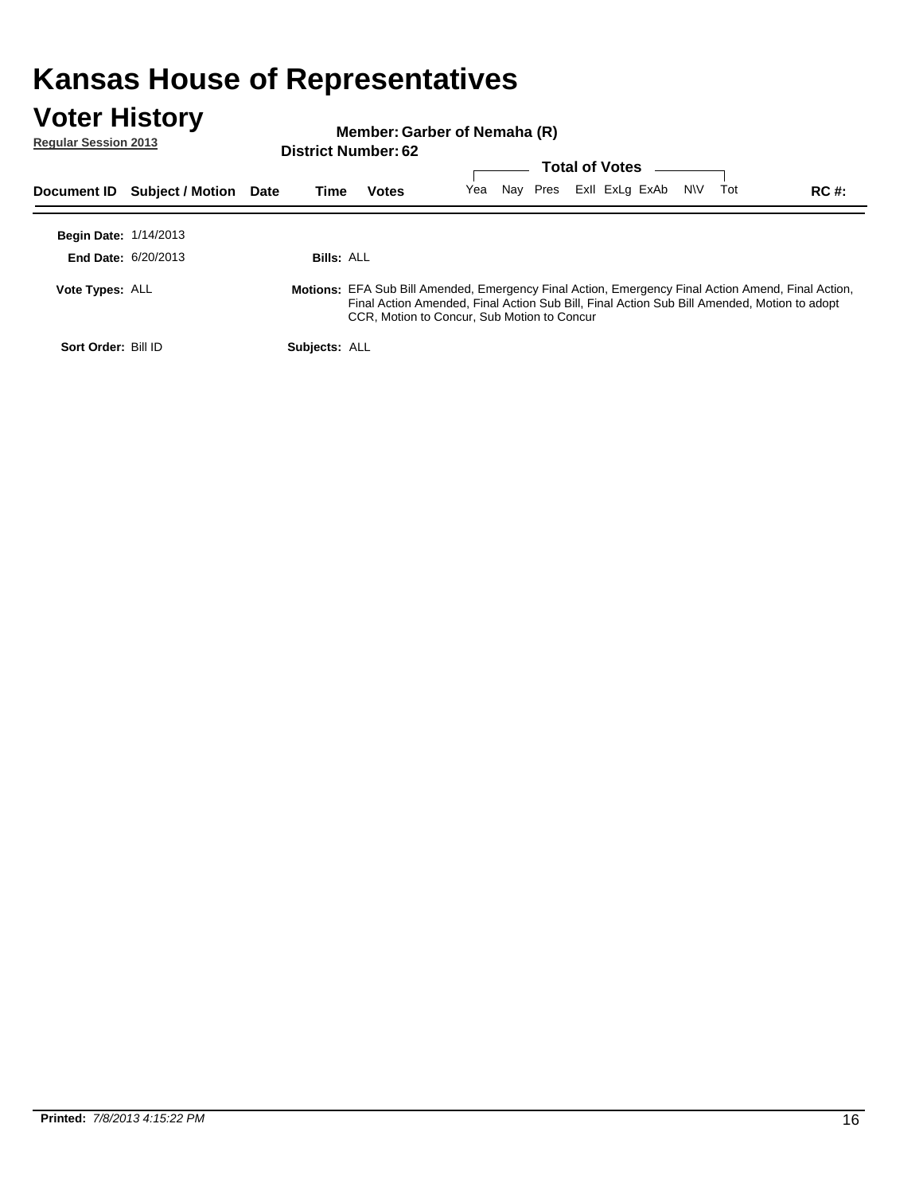# Kansas House of Representatives

## Voter History

**Regular Session 2013**

**Member: Garber of Nemaha (R)**

**District Number: 62**

| Document ID | Subject / Motion | Date | Time | Votes | Yea | Nay | Pres | ExII | ExLg | ExAb | N\V | Tot | RC #: |
|---|---|---|---|---|---|---|---|---|---|---|---|---|---|

**Begin Date:** 1/14/2013

**End Date:** 6/20/2013

**Bills:** ALL

**Vote Types:** ALL

**Motions:** EFA Sub Bill Amended, Emergency Final Action, Emergency Final Action Amend, Final Action, Final Action Amended, Final Action Sub Bill, Final Action Sub Bill Amended, Motion to adopt CCR, Motion to Concur, Sub Motion to Concur

**Sort Order:** Bill ID

**Subjects:** ALL

**Printed:** *7/8/2013 4:15:22 PM*